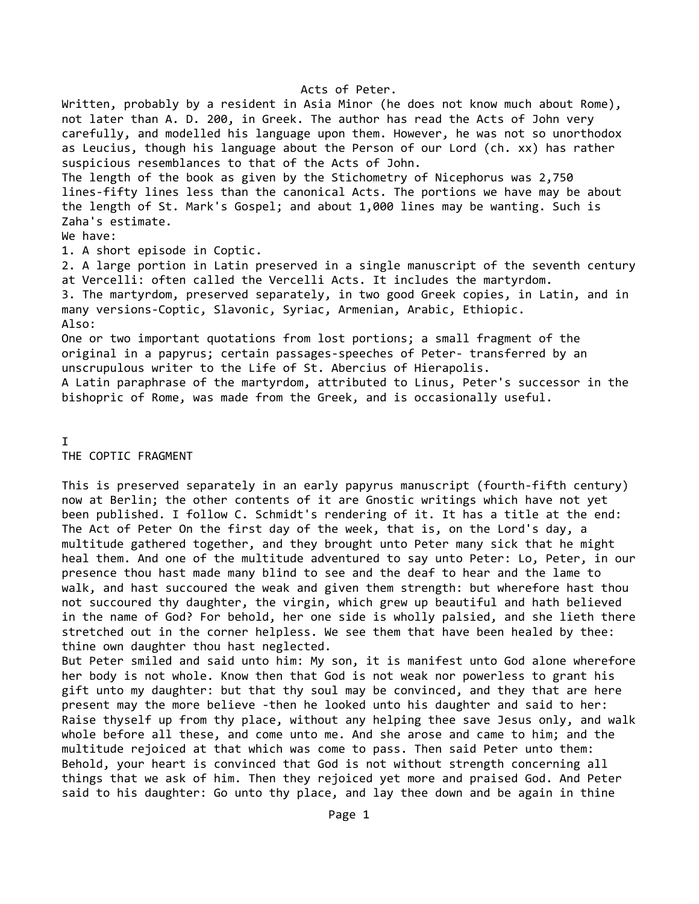# Acts of Peter.

Written, probably by a resident in Asia Minor (he does not know much about Rome), not later than A. D. 200, in Greek. The author has read the Acts of John very carefully, and modelled his language upon them. However, he was not so unorthodox as Leucius, though his language about the Person of our Lord (ch. xx) has rather suspicious resemblances to that of the Acts of John.

The length of the book as given by the Stichometry of Nicephorus was 2,750 lines-fifty lines less than the canonical Acts. The portions we have may be about the length of St. Mark's Gospel; and about 1,000 lines may be wanting. Such is Zaha's estimate.

We have:

1. A short episode in Coptic.
2. A large portion in Latin preserved in a single manuscript of the seventh century at Vercelli: often called the Vercelli Acts. It includes the martyrdom.
3. The martyrdom, preserved separately, in two good Greek copies, in Latin, and in many versions-Coptic, Slavonic, Syriac, Armenian, Arabic, Ethiopic.

Also:

One or two important quotations from lost portions; a small fragment of the original in a papyrus; certain passages-speeches of Peter- transferred by an unscrupulous writer to the Life of St. Abercius of Hierapolis.

A Latin paraphrase of the martyrdom, attributed to Linus, Peter's successor in the bishopric of Rome, was made from the Greek, and is occasionally useful.

## I
## THE COPTIC FRAGMENT

This is preserved separately in an early papyrus manuscript (fourth-fifth century) now at Berlin; the other contents of it are Gnostic writings which have not yet been published. I follow C. Schmidt's rendering of it. It has a title at the end: The Act of Peter On the first day of the week, that is, on the Lord's day, a multitude gathered together, and they brought unto Peter many sick that he might heal them. And one of the multitude adventured to say unto Peter: Lo, Peter, in our presence thou hast made many blind to see and the deaf to hear and the lame to walk, and hast succoured the weak and given them strength: but wherefore hast thou not succoured thy daughter, the virgin, which grew up beautiful and hath believed in the name of God? For behold, her one side is wholly palsied, and she lieth there stretched out in the corner helpless. We see them that have been healed by thee: thine own daughter thou hast neglected.

But Peter smiled and said unto him: My son, it is manifest unto God alone wherefore her body is not whole. Know then that God is not weak nor powerless to grant his gift unto my daughter: but that thy soul may be convinced, and they that are here present may the more believe -then he looked unto his daughter and said to her: Raise thyself up from thy place, without any helping thee save Jesus only, and walk whole before all these, and come unto me. And she arose and came to him; and the multitude rejoiced at that which was come to pass. Then said Peter unto them: Behold, your heart is convinced that God is not without strength concerning all things that we ask of him. Then they rejoiced yet more and praised God. And Peter said to his daughter: Go unto thy place, and lay thee down and be again in thine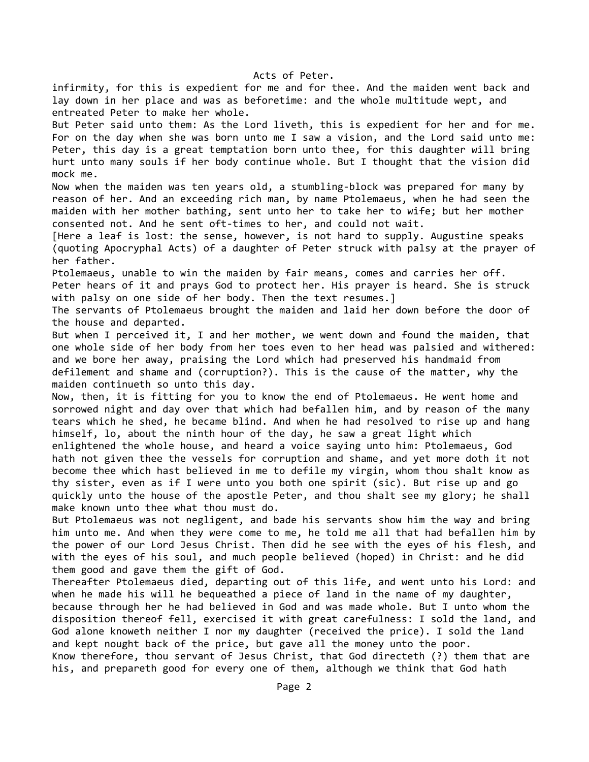infirmity, for this is expedient for me and for thee. And the maiden went back and lay down in her place and was as beforetime: and the whole multitude wept, and entreated Peter to make her whole.

But Peter said unto them: As the Lord liveth, this is expedient for her and for me. For on the day when she was born unto me I saw a vision, and the Lord said unto me: Peter, this day is a great temptation born unto thee, for this daughter will bring hurt unto many souls if her body continue whole. But I thought that the vision did mock me.

Now when the maiden was ten years old, a stumbling-block was prepared for many by reason of her. And an exceeding rich man, by name Ptolemaeus, when he had seen the maiden with her mother bathing, sent unto her to take her to wife; but her mother consented not. And he sent oft-times to her, and could not wait.

[Here a leaf is lost: the sense, however, is not hard to supply. Augustine speaks (quoting Apocryphal Acts) of a daughter of Peter struck with palsy at the prayer of her father.

Ptolemaeus, unable to win the maiden by fair means, comes and carries her off. Peter hears of it and prays God to protect her. His prayer is heard. She is struck with palsy on one side of her body. Then the text resumes.]

The servants of Ptolemaeus brought the maiden and laid her down before the door of the house and departed.

But when I perceived it, I and her mother, we went down and found the maiden, that one whole side of her body from her toes even to her head was palsied and withered: and we bore her away, praising the Lord which had preserved his handmaid from defilement and shame and (corruption?). This is the cause of the matter, why the maiden continueth so unto this day.

Now, then, it is fitting for you to know the end of Ptolemaeus. He went home and sorrowed night and day over that which had befallen him, and by reason of the many tears which he shed, he became blind. And when he had resolved to rise up and hang himself, lo, about the ninth hour of the day, he saw a great light which enlightened the whole house, and heard a voice saying unto him: Ptolemaeus, God hath not given thee the vessels for corruption and shame, and yet more doth it not become thee which hast believed in me to defile my virgin, whom thou shalt know as thy sister, even as if I were unto you both one spirit (sic). But rise up and go quickly unto the house of the apostle Peter, and thou shalt see my glory; he shall make known unto thee what thou must do.

But Ptolemaeus was not negligent, and bade his servants show him the way and bring him unto me. And when they were come to me, he told me all that had befallen him by the power of our Lord Jesus Christ. Then did he see with the eyes of his flesh, and with the eyes of his soul, and much people believed (hoped) in Christ: and he did them good and gave them the gift of God.

Thereafter Ptolemaeus died, departing out of this life, and went unto his Lord: and when he made his will he bequeathed a piece of land in the name of my daughter, because through her he had believed in God and was made whole. But I unto whom the disposition thereof fell, exercised it with great carefulness: I sold the land, and God alone knoweth neither I nor my daughter (received the price). I sold the land and kept nought back of the price, but gave all the money unto the poor.

Know therefore, thou servant of Jesus Christ, that God directeth (?) them that are his, and prepareth good for every one of them, although we think that God hath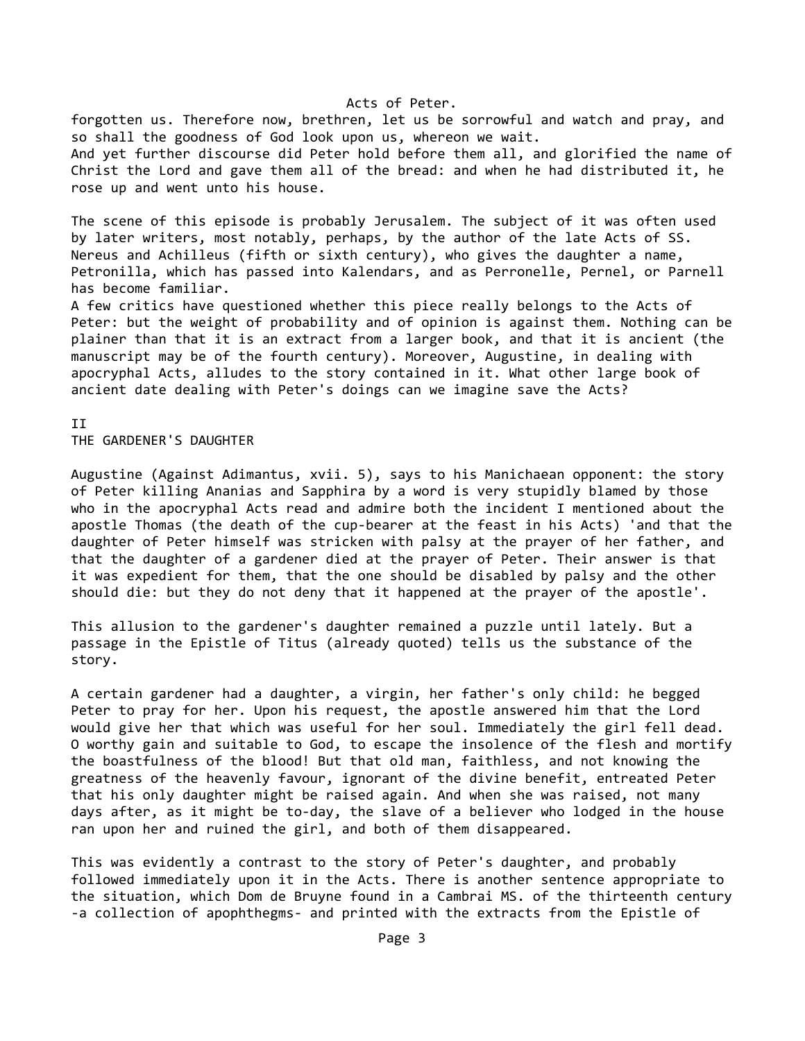forgotten us. Therefore now, brethren, let us be sorrowful and watch and pray, and so shall the goodness of God look upon us, whereon we wait.

And yet further discourse did Peter hold before them all, and glorified the name of Christ the Lord and gave them all of the bread: and when he had distributed it, he rose up and went unto his house.

The scene of this episode is probably Jerusalem. The subject of it was often used by later writers, most notably, perhaps, by the author of the late Acts of SS. Nereus and Achilleus (fifth or sixth century), who gives the daughter a name, Petronilla, which has passed into Kalendars, and as Perronelle, Pernel, or Parnell has become familiar.

A few critics have questioned whether this piece really belongs to the Acts of Peter: but the weight of probability and of opinion is against them. Nothing can be plainer than that it is an extract from a larger book, and that it is ancient (the manuscript may be of the fourth century). Moreover, Augustine, in dealing with apocryphal Acts, alludes to the story contained in it. What other large book of ancient date dealing with Peter's doings can we imagine save the Acts?

## II
## THE GARDENER'S DAUGHTER

Augustine (Against Adimantus, xvii. 5), says to his Manichaean opponent: the story of Peter killing Ananias and Sapphira by a word is very stupidly blamed by those who in the apocryphal Acts read and admire both the incident I mentioned about the apostle Thomas (the death of the cup-bearer at the feast in his Acts) 'and that the daughter of Peter himself was stricken with palsy at the prayer of her father, and that the daughter of a gardener died at the prayer of Peter. Their answer is that it was expedient for them, that the one should be disabled by palsy and the other should die: but they do not deny that it happened at the prayer of the apostle'.

This allusion to the gardener's daughter remained a puzzle until lately. But a passage in the Epistle of Titus (already quoted) tells us the substance of the story.

A certain gardener had a daughter, a virgin, her father's only child: he begged Peter to pray for her. Upon his request, the apostle answered him that the Lord would give her that which was useful for her soul. Immediately the girl fell dead. O worthy gain and suitable to God, to escape the insolence of the flesh and mortify the boastfulness of the blood! But that old man, faithless, and not knowing the greatness of the heavenly favour, ignorant of the divine benefit, entreated Peter that his only daughter might be raised again. And when she was raised, not many days after, as it might be to-day, the slave of a believer who lodged in the house ran upon her and ruined the girl, and both of them disappeared.

This was evidently a contrast to the story of Peter's daughter, and probably followed immediately upon it in the Acts. There is another sentence appropriate to the situation, which Dom de Bruyne found in a Cambrai MS. of the thirteenth century -a collection of apophthegms- and printed with the extracts from the Epistle of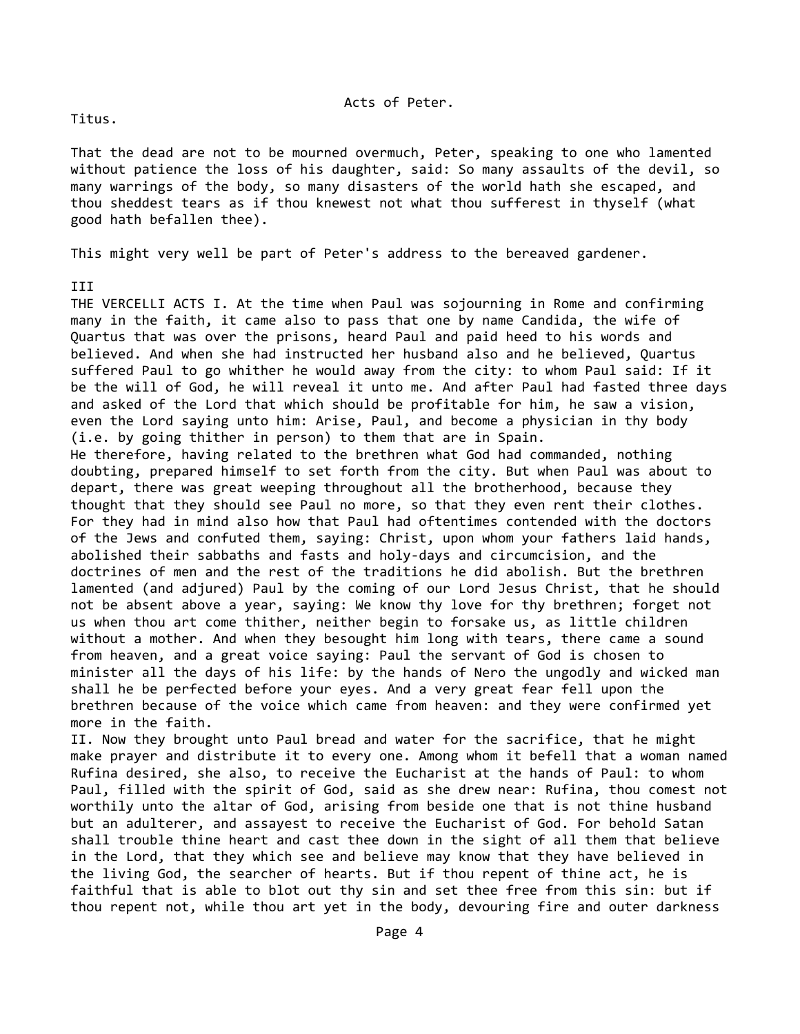Titus.

That the dead are not to be mourned overmuch, Peter, speaking to one who lamented without patience the loss of his daughter, said: So many assaults of the devil, so many warrings of the body, so many disasters of the world hath she escaped, and thou sheddest tears as if thou knewest not what thou sufferest in thyself (what good hath befallen thee).

This might very well be part of Peter's address to the bereaved gardener.

## III

THE VERCELLI ACTS I. At the time when Paul was sojourning in Rome and confirming many in the faith, it came also to pass that one by name Candida, the wife of Quartus that was over the prisons, heard Paul and paid heed to his words and believed. And when she had instructed her husband also and he believed, Quartus suffered Paul to go whither he would away from the city: to whom Paul said: If it be the will of God, he will reveal it unto me. And after Paul had fasted three days and asked of the Lord that which should be profitable for him, he saw a vision, even the Lord saying unto him: Arise, Paul, and become a physician in thy body (i.e. by going thither in person) to them that are in Spain.

He therefore, having related to the brethren what God had commanded, nothing doubting, prepared himself to set forth from the city. But when Paul was about to depart, there was great weeping throughout all the brotherhood, because they thought that they should see Paul no more, so that they even rent their clothes. For they had in mind also how that Paul had oftentimes contended with the doctors of the Jews and confuted them, saying: Christ, upon whom your fathers laid hands, abolished their sabbaths and fasts and holy-days and circumcision, and the doctrines of men and the rest of the traditions he did abolish. But the brethren lamented (and adjured) Paul by the coming of our Lord Jesus Christ, that he should not be absent above a year, saying: We know thy love for thy brethren; forget not us when thou art come thither, neither begin to forsake us, as little children without a mother. And when they besought him long with tears, there came a sound from heaven, and a great voice saying: Paul the servant of God is chosen to minister all the days of his life: by the hands of Nero the ungodly and wicked man shall he be perfected before your eyes. And a very great fear fell upon the brethren because of the voice which came from heaven: and they were confirmed yet more in the faith.

II. Now they brought unto Paul bread and water for the sacrifice, that he might make prayer and distribute it to every one. Among whom it befell that a woman named Rufina desired, she also, to receive the Eucharist at the hands of Paul: to whom Paul, filled with the spirit of God, said as she drew near: Rufina, thou comest not worthily unto the altar of God, arising from beside one that is not thine husband but an adulterer, and assayest to receive the Eucharist of God. For behold Satan shall trouble thine heart and cast thee down in the sight of all them that believe in the Lord, that they which see and believe may know that they have believed in the living God, the searcher of hearts. But if thou repent of thine act, he is faithful that is able to blot out thy sin and set thee free from this sin: but if thou repent not, while thou art yet in the body, devouring fire and outer darkness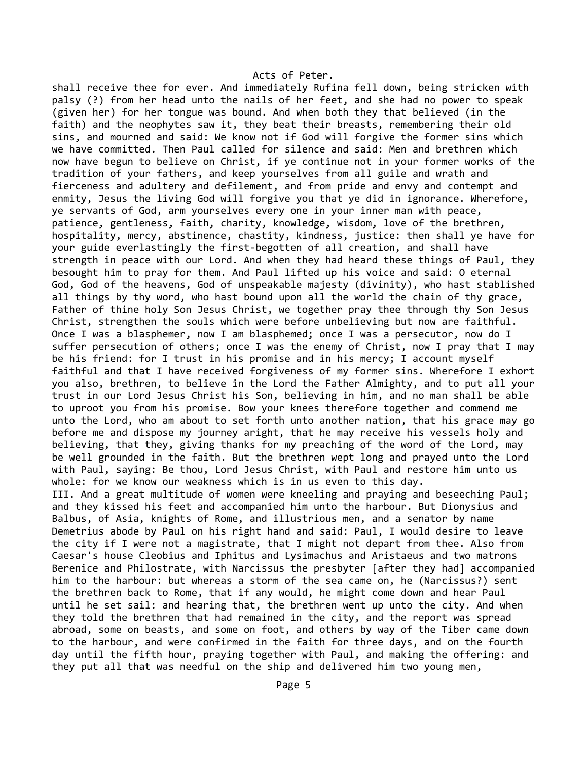shall receive thee for ever. And immediately Rufina fell down, being stricken with palsy (?) from her head unto the nails of her feet, and she had no power to speak (given her) for her tongue was bound. And when both they that believed (in the faith) and the neophytes saw it, they beat their breasts, remembering their old sins, and mourned and said: We know not if God will forgive the former sins which we have committed. Then Paul called for silence and said: Men and brethren which now have begun to believe on Christ, if ye continue not in your former works of the tradition of your fathers, and keep yourselves from all guile and wrath and fierceness and adultery and defilement, and from pride and envy and contempt and enmity, Jesus the living God will forgive you that ye did in ignorance. Wherefore, ye servants of God, arm yourselves every one in your inner man with peace, patience, gentleness, faith, charity, knowledge, wisdom, love of the brethren, hospitality, mercy, abstinence, chastity, kindness, justice: then shall ye have for your guide everlastingly the first-begotten of all creation, and shall have strength in peace with our Lord. And when they had heard these things of Paul, they besought him to pray for them. And Paul lifted up his voice and said: O eternal God, God of the heavens, God of unspeakable majesty (divinity), who hast stablished all things by thy word, who hast bound upon all the world the chain of thy grace, Father of thine holy Son Jesus Christ, we together pray thee through thy Son Jesus Christ, strengthen the souls which were before unbelieving but now are faithful. Once I was a blasphemer, now I am blasphemed; once I was a persecutor, now do I suffer persecution of others; once I was the enemy of Christ, now I pray that I may be his friend: for I trust in his promise and in his mercy; I account myself faithful and that I have received forgiveness of my former sins. Wherefore I exhort you also, brethren, to believe in the Lord the Father Almighty, and to put all your trust in our Lord Jesus Christ his Son, believing in him, and no man shall be able to uproot you from his promise. Bow your knees therefore together and commend me unto the Lord, who am about to set forth unto another nation, that his grace may go before me and dispose my journey aright, that he may receive his vessels holy and believing, that they, giving thanks for my preaching of the word of the Lord, may be well grounded in the faith. But the brethren wept long and prayed unto the Lord with Paul, saying: Be thou, Lord Jesus Christ, with Paul and restore him unto us whole: for we know our weakness which is in us even to this day.

III. And a great multitude of women were kneeling and praying and beseeching Paul; and they kissed his feet and accompanied him unto the harbour. But Dionysius and Balbus, of Asia, knights of Rome, and illustrious men, and a senator by name Demetrius abode by Paul on his right hand and said: Paul, I would desire to leave the city if I were not a magistrate, that I might not depart from thee. Also from Caesar's house Cleobius and Iphitus and Lysimachus and Aristaeus and two matrons Berenice and Philostrate, with Narcissus the presbyter [after they had] accompanied him to the harbour: but whereas a storm of the sea came on, he (Narcissus?) sent the brethren back to Rome, that if any would, he might come down and hear Paul until he set sail: and hearing that, the brethren went up unto the city. And when they told the brethren that had remained in the city, and the report was spread abroad, some on beasts, and some on foot, and others by way of the Tiber came down to the harbour, and were confirmed in the faith for three days, and on the fourth day until the fifth hour, praying together with Paul, and making the offering: and they put all that was needful on the ship and delivered him two young men,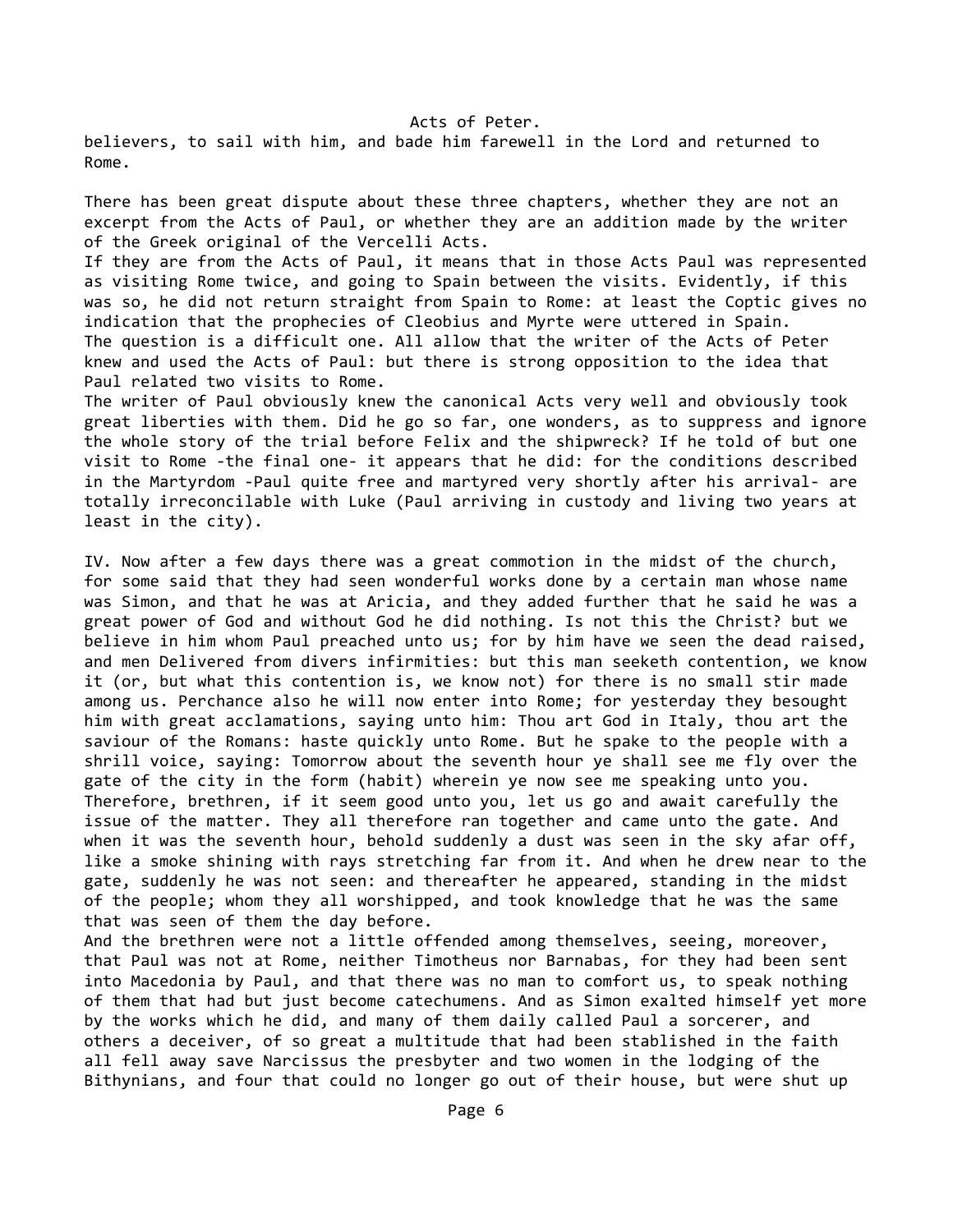believers, to sail with him, and bade him farewell in the Lord and returned to Rome.

There has been great dispute about these three chapters, whether they are not an excerpt from the Acts of Paul, or whether they are an addition made by the writer of the Greek original of the Vercelli Acts.
If they are from the Acts of Paul, it means that in those Acts Paul was represented as visiting Rome twice, and going to Spain between the visits. Evidently, if this was so, he did not return straight from Spain to Rome: at least the Coptic gives no indication that the prophecies of Cleobius and Myrte were uttered in Spain.
The question is a difficult one. All allow that the writer of the Acts of Peter knew and used the Acts of Paul: but there is strong opposition to the idea that Paul related two visits to Rome.
The writer of Paul obviously knew the canonical Acts very well and obviously took great liberties with them. Did he go so far, one wonders, as to suppress and ignore the whole story of the trial before Felix and the shipwreck? If he told of but one visit to Rome -the final one- it appears that he did: for the conditions described in the Martyrdom -Paul quite free and martyred very shortly after his arrival- are totally irreconcilable with Luke (Paul arriving in custody and living two years at least in the city).

IV. Now after a few days there was a great commotion in the midst of the church, for some said that they had seen wonderful works done by a certain man whose name was Simon, and that he was at Aricia, and they added further that he said he was a great power of God and without God he did nothing. Is not this the Christ? but we believe in him whom Paul preached unto us; for by him have we seen the dead raised, and men Delivered from divers infirmities: but this man seeketh contention, we know it (or, but what this contention is, we know not) for there is no small stir made among us. Perchance also he will now enter into Rome; for yesterday they besought him with great acclamations, saying unto him: Thou art God in Italy, thou art the saviour of the Romans: haste quickly unto Rome. But he spake to the people with a shrill voice, saying: Tomorrow about the seventh hour ye shall see me fly over the gate of the city in the form (habit) wherein ye now see me speaking unto you. Therefore, brethren, if it seem good unto you, let us go and await carefully the issue of the matter. They all therefore ran together and came unto the gate. And when it was the seventh hour, behold suddenly a dust was seen in the sky afar off, like a smoke shining with rays stretching far from it. And when he drew near to the gate, suddenly he was not seen: and thereafter he appeared, standing in the midst of the people; whom they all worshipped, and took knowledge that he was the same that was seen of them the day before.
And the brethren were not a little offended among themselves, seeing, moreover, that Paul was not at Rome, neither Timotheus nor Barnabas, for they had been sent into Macedonia by Paul, and that there was no man to comfort us, to speak nothing of them that had but just become catechumens. And as Simon exalted himself yet more by the works which he did, and many of them daily called Paul a sorcerer, and others a deceiver, of so great a multitude that had been stablished in the faith all fell away save Narcissus the presbyter and two women in the lodging of the Bithynians, and four that could no longer go out of their house, but were shut up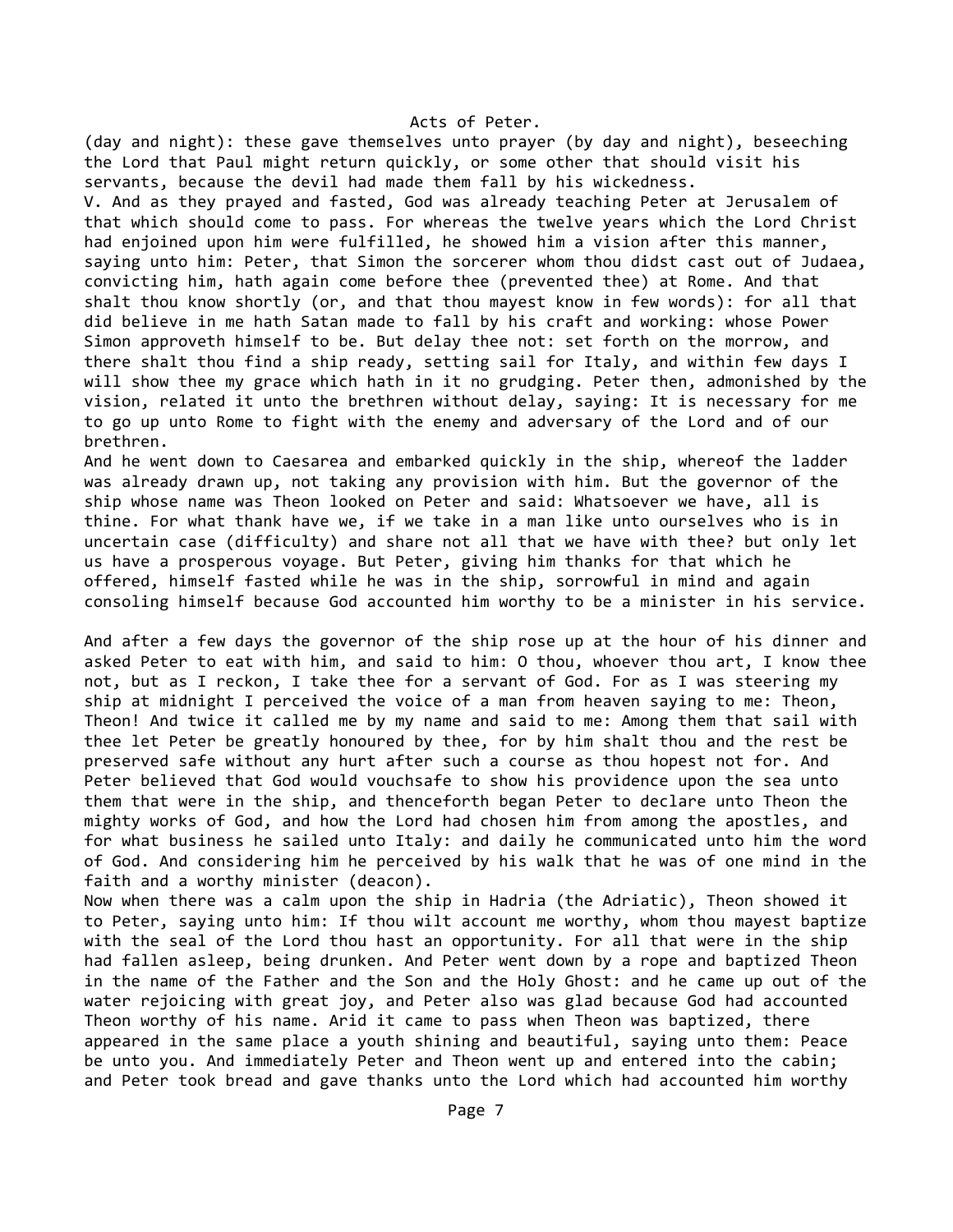(day and night): these gave themselves unto prayer (by day and night), beseeching the Lord that Paul might return quickly, or some other that should visit his servants, because the devil had made them fall by his wickedness.

V. And as they prayed and fasted, God was already teaching Peter at Jerusalem of that which should come to pass. For whereas the twelve years which the Lord Christ had enjoined upon him were fulfilled, he showed him a vision after this manner, saying unto him: Peter, that Simon the sorcerer whom thou didst cast out of Judaea, convicting him, hath again come before thee (prevented thee) at Rome. And that shalt thou know shortly (or, and that thou mayest know in few words): for all that did believe in me hath Satan made to fall by his craft and working: whose Power Simon approveth himself to be. But delay thee not: set forth on the morrow, and there shalt thou find a ship ready, setting sail for Italy, and within few days I will show thee my grace which hath in it no grudging. Peter then, admonished by the vision, related it unto the brethren without delay, saying: It is necessary for me to go up unto Rome to fight with the enemy and adversary of the Lord and of our brethren.

And he went down to Caesarea and embarked quickly in the ship, whereof the ladder was already drawn up, not taking any provision with him. But the governor of the ship whose name was Theon looked on Peter and said: Whatsoever we have, all is thine. For what thank have we, if we take in a man like unto ourselves who is in uncertain case (difficulty) and share not all that we have with thee? but only let us have a prosperous voyage. But Peter, giving him thanks for that which he offered, himself fasted while he was in the ship, sorrowful in mind and again consoling himself because God accounted him worthy to be a minister in his service.

And after a few days the governor of the ship rose up at the hour of his dinner and asked Peter to eat with him, and said to him: O thou, whoever thou art, I know thee not, but as I reckon, I take thee for a servant of God. For as I was steering my ship at midnight I perceived the voice of a man from heaven saying to me: Theon, Theon! And twice it called me by my name and said to me: Among them that sail with thee let Peter be greatly honoured by thee, for by him shalt thou and the rest be preserved safe without any hurt after such a course as thou hopest not for. And Peter believed that God would vouchsafe to show his providence upon the sea unto them that were in the ship, and thenceforth began Peter to declare unto Theon the mighty works of God, and how the Lord had chosen him from among the apostles, and for what business he sailed unto Italy: and daily he communicated unto him the word of God. And considering him he perceived by his walk that he was of one mind in the faith and a worthy minister (deacon).

Now when there was a calm upon the ship in Hadria (the Adriatic), Theon showed it to Peter, saying unto him: If thou wilt account me worthy, whom thou mayest baptize with the seal of the Lord thou hast an opportunity. For all that were in the ship had fallen asleep, being drunken. And Peter went down by a rope and baptized Theon in the name of the Father and the Son and the Holy Ghost: and he came up out of the water rejoicing with great joy, and Peter also was glad because God had accounted Theon worthy of his name. Arid it came to pass when Theon was baptized, there appeared in the same place a youth shining and beautiful, saying unto them: Peace be unto you. And immediately Peter and Theon went up and entered into the cabin; and Peter took bread and gave thanks unto the Lord which had accounted him worthy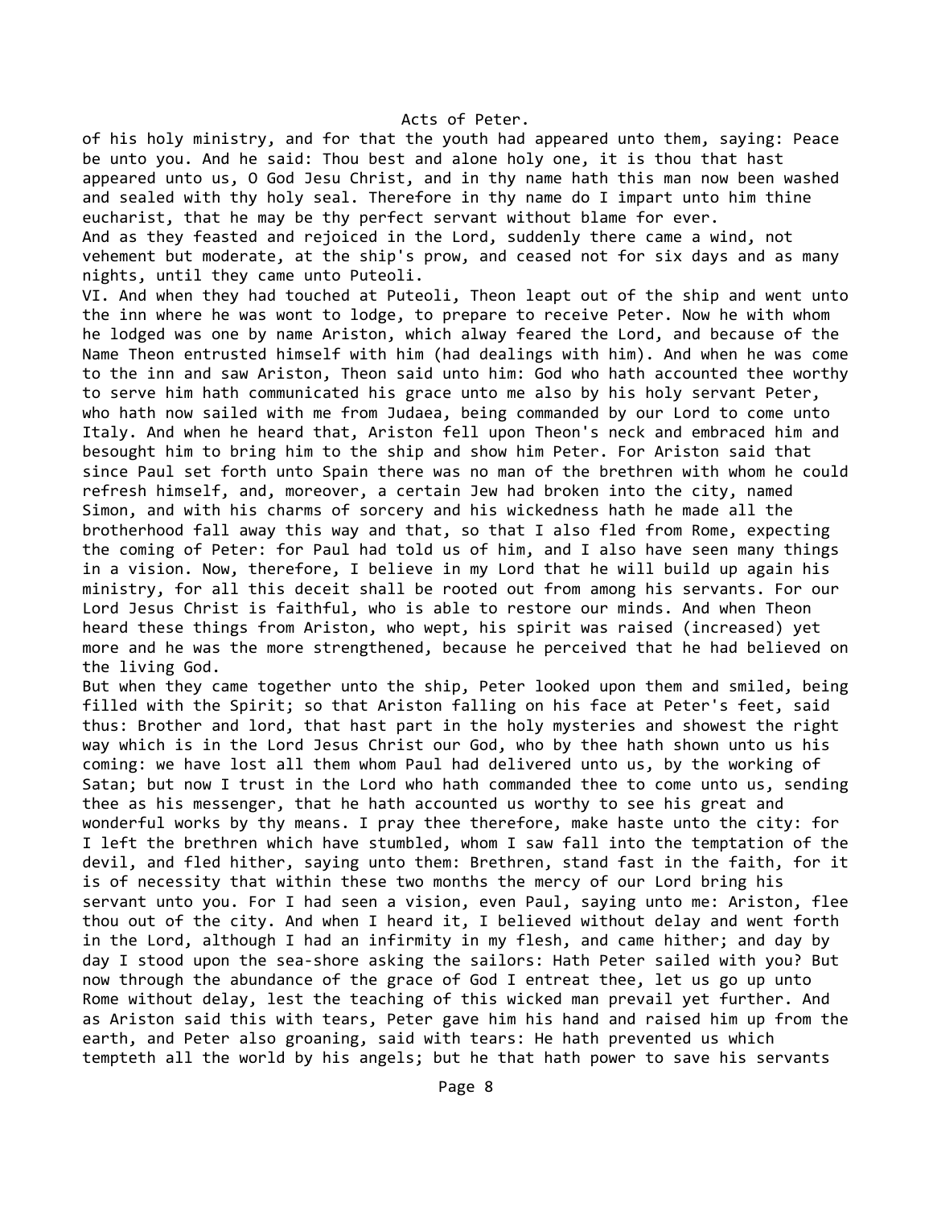of his holy ministry, and for that the youth had appeared unto them, saying: Peace be unto you. And he said: Thou best and alone holy one, it is thou that hast appeared unto us, O God Jesu Christ, and in thy name hath this man now been washed and sealed with thy holy seal. Therefore in thy name do I impart unto him thine eucharist, that he may be thy perfect servant without blame for ever.

And as they feasted and rejoiced in the Lord, suddenly there came a wind, not vehement but moderate, at the ship's prow, and ceased not for six days and as many nights, until they came unto Puteoli.

VI. And when they had touched at Puteoli, Theon leapt out of the ship and went unto the inn where he was wont to lodge, to prepare to receive Peter. Now he with whom he lodged was one by name Ariston, which alway feared the Lord, and because of the Name Theon entrusted himself with him (had dealings with him). And when he was come to the inn and saw Ariston, Theon said unto him: God who hath accounted thee worthy to serve him hath communicated his grace unto me also by his holy servant Peter, who hath now sailed with me from Judaea, being commanded by our Lord to come unto Italy. And when he heard that, Ariston fell upon Theon's neck and embraced him and besought him to bring him to the ship and show him Peter. For Ariston said that since Paul set forth unto Spain there was no man of the brethren with whom he could refresh himself, and, moreover, a certain Jew had broken into the city, named Simon, and with his charms of sorcery and his wickedness hath he made all the brotherhood fall away this way and that, so that I also fled from Rome, expecting the coming of Peter: for Paul had told us of him, and I also have seen many things in a vision. Now, therefore, I believe in my Lord that he will build up again his ministry, for all this deceit shall be rooted out from among his servants. For our Lord Jesus Christ is faithful, who is able to restore our minds. And when Theon heard these things from Ariston, who wept, his spirit was raised (increased) yet more and he was the more strengthened, because he perceived that he had believed on the living God.

But when they came together unto the ship, Peter looked upon them and smiled, being filled with the Spirit; so that Ariston falling on his face at Peter's feet, said thus: Brother and lord, that hast part in the holy mysteries and showest the right way which is in the Lord Jesus Christ our God, who by thee hath shown unto us his coming: we have lost all them whom Paul had delivered unto us, by the working of Satan; but now I trust in the Lord who hath commanded thee to come unto us, sending thee as his messenger, that he hath accounted us worthy to see his great and wonderful works by thy means. I pray thee therefore, make haste unto the city: for I left the brethren which have stumbled, whom I saw fall into the temptation of the devil, and fled hither, saying unto them: Brethren, stand fast in the faith, for it is of necessity that within these two months the mercy of our Lord bring his servant unto you. For I had seen a vision, even Paul, saying unto me: Ariston, flee thou out of the city. And when I heard it, I believed without delay and went forth in the Lord, although I had an infirmity in my flesh, and came hither; and day by day I stood upon the sea-shore asking the sailors: Hath Peter sailed with you? But now through the abundance of the grace of God I entreat thee, let us go up unto Rome without delay, lest the teaching of this wicked man prevail yet further. And as Ariston said this with tears, Peter gave him his hand and raised him up from the earth, and Peter also groaning, said with tears: He hath prevented us which tempteth all the world by his angels; but he that hath power to save his servants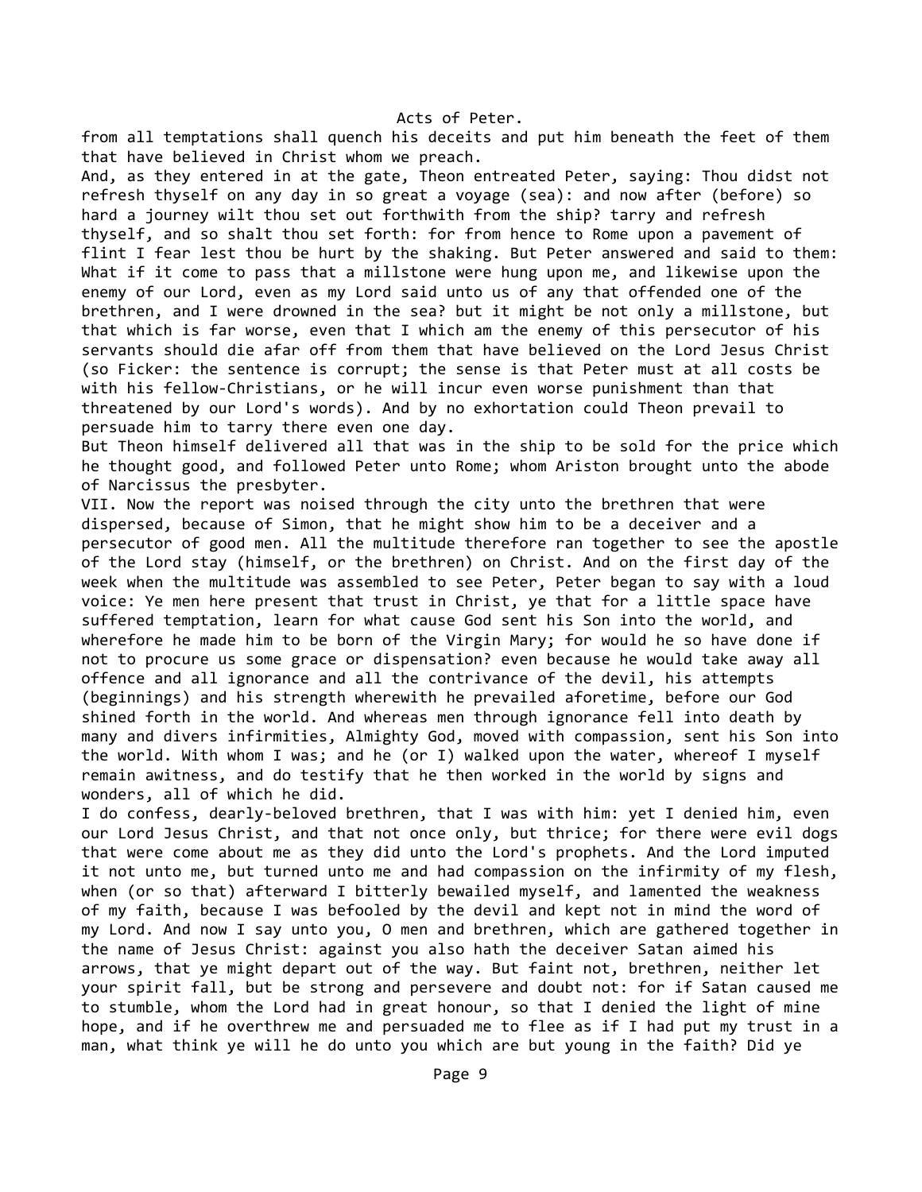from all temptations shall quench his deceits and put him beneath the feet of them that have believed in Christ whom we preach.

And, as they entered in at the gate, Theon entreated Peter, saying: Thou didst not refresh thyself on any day in so great a voyage (sea): and now after (before) so hard a journey wilt thou set out forthwith from the ship? tarry and refresh thyself, and so shalt thou set forth: for from hence to Rome upon a pavement of flint I fear lest thou be hurt by the shaking. But Peter answered and said to them: What if it come to pass that a millstone were hung upon me, and likewise upon the enemy of our Lord, even as my Lord said unto us of any that offended one of the brethren, and I were drowned in the sea? but it might be not only a millstone, but that which is far worse, even that I which am the enemy of this persecutor of his servants should die afar off from them that have believed on the Lord Jesus Christ (so Ficker: the sentence is corrupt; the sense is that Peter must at all costs be with his fellow-Christians, or he will incur even worse punishment than that threatened by our Lord's words). And by no exhortation could Theon prevail to persuade him to tarry there even one day.

But Theon himself delivered all that was in the ship to be sold for the price which he thought good, and followed Peter unto Rome; whom Ariston brought unto the abode of Narcissus the presbyter.

VII. Now the report was noised through the city unto the brethren that were dispersed, because of Simon, that he might show him to be a deceiver and a persecutor of good men. All the multitude therefore ran together to see the apostle of the Lord stay (himself, or the brethren) on Christ. And on the first day of the week when the multitude was assembled to see Peter, Peter began to say with a loud voice: Ye men here present that trust in Christ, ye that for a little space have suffered temptation, learn for what cause God sent his Son into the world, and wherefore he made him to be born of the Virgin Mary; for would he so have done if not to procure us some grace or dispensation? even because he would take away all offence and all ignorance and all the contrivance of the devil, his attempts (beginnings) and his strength wherewith he prevailed aforetime, before our God shined forth in the world. And whereas men through ignorance fell into death by many and divers infirmities, Almighty God, moved with compassion, sent his Son into the world. With whom I was; and he (or I) walked upon the water, whereof I myself remain awitness, and do testify that he then worked in the world by signs and wonders, all of which he did.

I do confess, dearly-beloved brethren, that I was with him: yet I denied him, even our Lord Jesus Christ, and that not once only, but thrice; for there were evil dogs that were come about me as they did unto the Lord's prophets. And the Lord imputed it not unto me, but turned unto me and had compassion on the infirmity of my flesh, when (or so that) afterward I bitterly bewailed myself, and lamented the weakness of my faith, because I was befooled by the devil and kept not in mind the word of my Lord. And now I say unto you, O men and brethren, which are gathered together in the name of Jesus Christ: against you also hath the deceiver Satan aimed his arrows, that ye might depart out of the way. But faint not, brethren, neither let your spirit fall, but be strong and persevere and doubt not: for if Satan caused me to stumble, whom the Lord had in great honour, so that I denied the light of mine hope, and if he overthrew me and persuaded me to flee as if I had put my trust in a man, what think ye will he do unto you which are but young in the faith? Did ye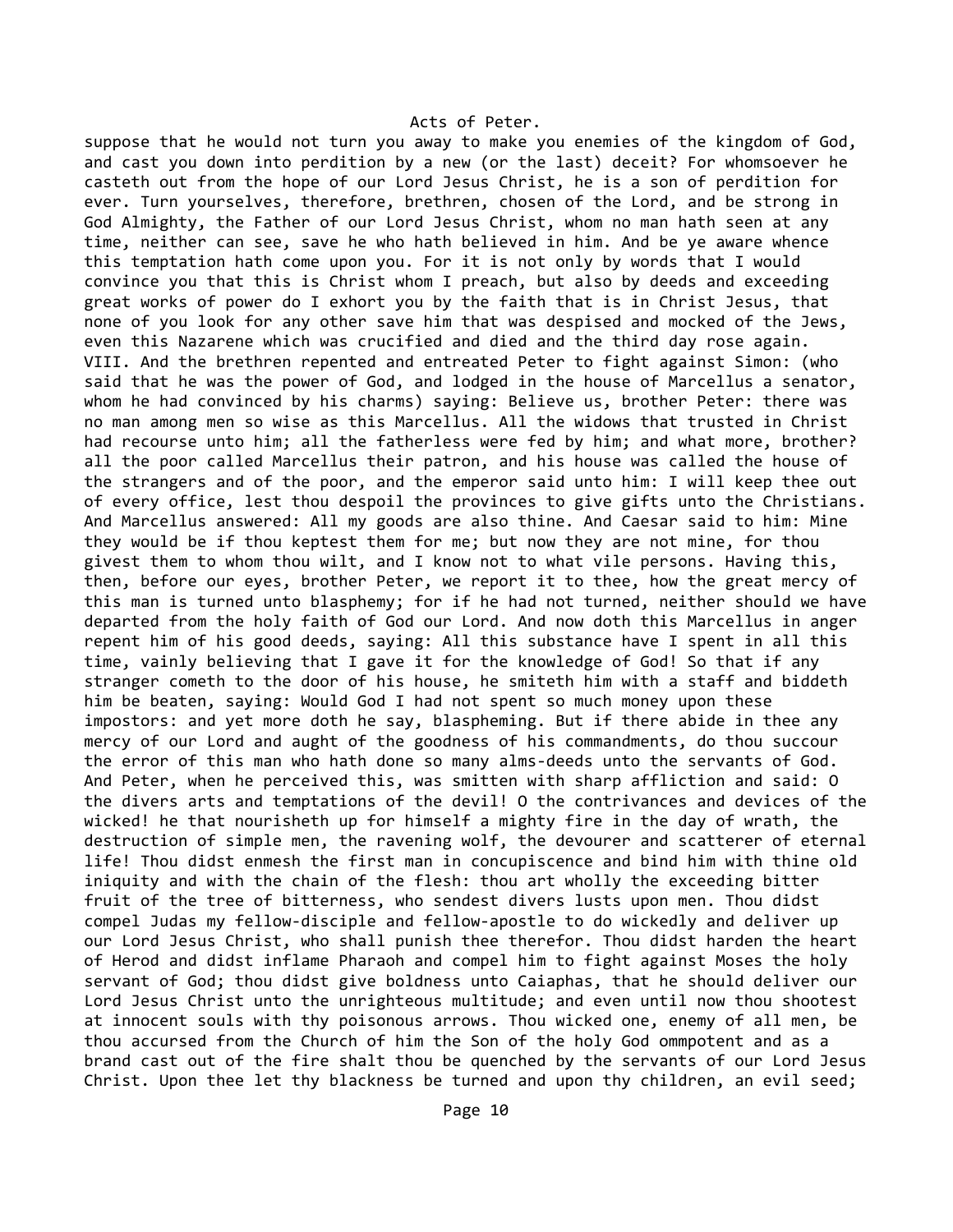suppose that he would not turn you away to make you enemies of the kingdom of God, and cast you down into perdition by a new (or the last) deceit? For whomsoever he casteth out from the hope of our Lord Jesus Christ, he is a son of perdition for ever. Turn yourselves, therefore, brethren, chosen of the Lord, and be strong in God Almighty, the Father of our Lord Jesus Christ, whom no man hath seen at any time, neither can see, save he who hath believed in him. And be ye aware whence this temptation hath come upon you. For it is not only by words that I would convince you that this is Christ whom I preach, but also by deeds and exceeding great works of power do I exhort you by the faith that is in Christ Jesus, that none of you look for any other save him that was despised and mocked of the Jews, even this Nazarene which was crucified and died and the third day rose again.

VIII. And the brethren repented and entreated Peter to fight against Simon: (who said that he was the power of God, and lodged in the house of Marcellus a senator, whom he had convinced by his charms) saying: Believe us, brother Peter: there was no man among men so wise as this Marcellus. All the widows that trusted in Christ had recourse unto him; all the fatherless were fed by him; and what more, brother? all the poor called Marcellus their patron, and his house was called the house of the strangers and of the poor, and the emperor said unto him: I will keep thee out of every office, lest thou despoil the provinces to give gifts unto the Christians. And Marcellus answered: All my goods are also thine. And Caesar said to him: Mine they would be if thou keptest them for me; but now they are not mine, for thou givest them to whom thou wilt, and I know not to what vile persons. Having this, then, before our eyes, brother Peter, we report it to thee, how the great mercy of this man is turned unto blasphemy; for if he had not turned, neither should we have departed from the holy faith of God our Lord. And now doth this Marcellus in anger repent him of his good deeds, saying: All this substance have I spent in all this time, vainly believing that I gave it for the knowledge of God! So that if any stranger cometh to the door of his house, he smiteth him with a staff and biddeth him be beaten, saying: Would God I had not spent so much money upon these impostors: and yet more doth he say, blaspheming. But if there abide in thee any mercy of our Lord and aught of the goodness of his commandments, do thou succour the error of this man who hath done so many alms-deeds unto the servants of God. And Peter, when he perceived this, was smitten with sharp affliction and said: O the divers arts and temptations of the devil! O the contrivances and devices of the wicked! he that nourisheth up for himself a mighty fire in the day of wrath, the destruction of simple men, the ravening wolf, the devourer and scatterer of eternal life! Thou didst enmesh the first man in concupiscence and bind him with thine old iniquity and with the chain of the flesh: thou art wholly the exceeding bitter fruit of the tree of bitterness, who sendest divers lusts upon men. Thou didst compel Judas my fellow-disciple and fellow-apostle to do wickedly and deliver up our Lord Jesus Christ, who shall punish thee therefor. Thou didst harden the heart of Herod and didst inflame Pharaoh and compel him to fight against Moses the holy servant of God; thou didst give boldness unto Caiaphas, that he should deliver our Lord Jesus Christ unto the unrighteous multitude; and even until now thou shootest at innocent souls with thy poisonous arrows. Thou wicked one, enemy of all men, be thou accursed from the Church of him the Son of the holy God ommpotent and as a brand cast out of the fire shalt thou be quenched by the servants of our Lord Jesus Christ. Upon thee let thy blackness be turned and upon thy children, an evil seed;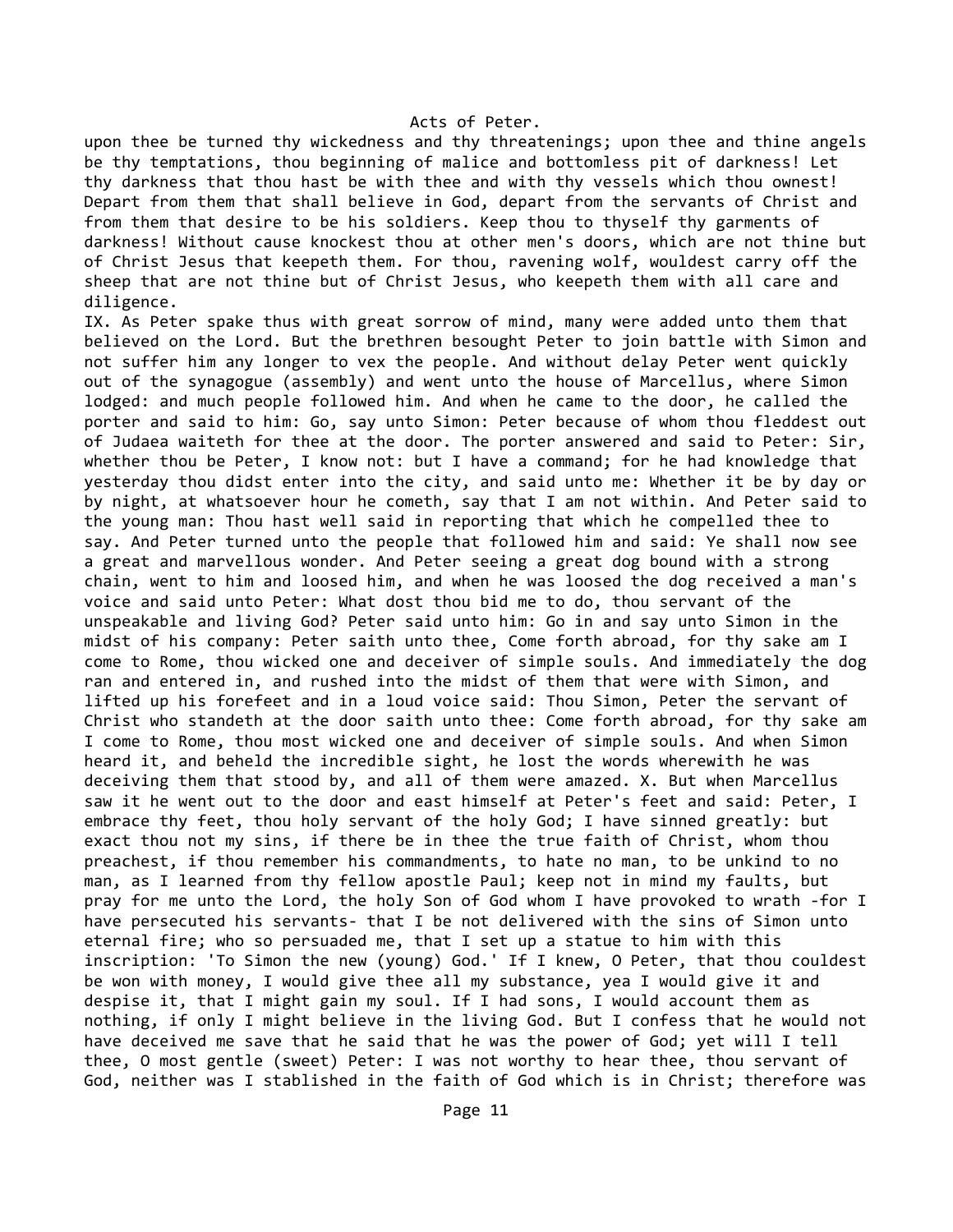upon thee be turned thy wickedness and thy threatenings; upon thee and thine angels be thy temptations, thou beginning of malice and bottomless pit of darkness! Let thy darkness that thou hast be with thee and with thy vessels which thou ownest! Depart from them that shall believe in God, depart from the servants of Christ and from them that desire to be his soldiers. Keep thou to thyself thy garments of darkness! Without cause knockest thou at other men's doors, which are not thine but of Christ Jesus that keepeth them. For thou, ravening wolf, wouldest carry off the sheep that are not thine but of Christ Jesus, who keepeth them with all care and diligence.

IX. As Peter spake thus with great sorrow of mind, many were added unto them that believed on the Lord. But the brethren besought Peter to join battle with Simon and not suffer him any longer to vex the people. And without delay Peter went quickly out of the synagogue (assembly) and went unto the house of Marcellus, where Simon lodged: and much people followed him. And when he came to the door, he called the porter and said to him: Go, say unto Simon: Peter because of whom thou fleddest out of Judaea waiteth for thee at the door. The porter answered and said to Peter: Sir, whether thou be Peter, I know not: but I have a command; for he had knowledge that yesterday thou didst enter into the city, and said unto me: Whether it be by day or by night, at whatsoever hour he cometh, say that I am not within. And Peter said to the young man: Thou hast well said in reporting that which he compelled thee to say. And Peter turned unto the people that followed him and said: Ye shall now see a great and marvellous wonder. And Peter seeing a great dog bound with a strong chain, went to him and loosed him, and when he was loosed the dog received a man's voice and said unto Peter: What dost thou bid me to do, thou servant of the unspeakable and living God? Peter said unto him: Go in and say unto Simon in the midst of his company: Peter saith unto thee, Come forth abroad, for thy sake am I come to Rome, thou wicked one and deceiver of simple souls. And immediately the dog ran and entered in, and rushed into the midst of them that were with Simon, and lifted up his forefeet and in a loud voice said: Thou Simon, Peter the servant of Christ who standeth at the door saith unto thee: Come forth abroad, for thy sake am I come to Rome, thou most wicked one and deceiver of simple souls. And when Simon heard it, and beheld the incredible sight, he lost the words wherewith he was deceiving them that stood by, and all of them were amazed. X. But when Marcellus saw it he went out to the door and east himself at Peter's feet and said: Peter, I embrace thy feet, thou holy servant of the holy God; I have sinned greatly: but exact thou not my sins, if there be in thee the true faith of Christ, whom thou preachest, if thou remember his commandments, to hate no man, to be unkind to no man, as I learned from thy fellow apostle Paul; keep not in mind my faults, but pray for me unto the Lord, the holy Son of God whom I have provoked to wrath -for I have persecuted his servants- that I be not delivered with the sins of Simon unto eternal fire; who so persuaded me, that I set up a statue to him with this inscription: 'To Simon the new (young) God.' If I knew, O Peter, that thou couldest be won with money, I would give thee all my substance, yea I would give it and despise it, that I might gain my soul. If I had sons, I would account them as nothing, if only I might believe in the living God. But I confess that he would not have deceived me save that he said that he was the power of God; yet will I tell thee, O most gentle (sweet) Peter: I was not worthy to hear thee, thou servant of God, neither was I stablished in the faith of God which is in Christ; therefore was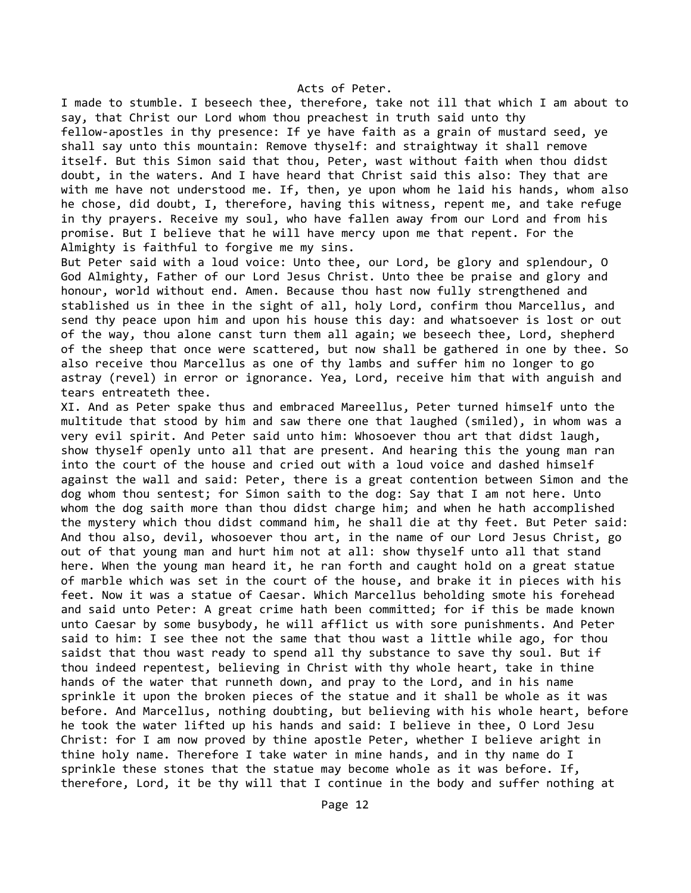I made to stumble. I beseech thee, therefore, take not ill that which I am about to say, that Christ our Lord whom thou preachest in truth said unto thy fellow-apostles in thy presence: If ye have faith as a grain of mustard seed, ye shall say unto this mountain: Remove thyself: and straightway it shall remove itself. But this Simon said that thou, Peter, wast without faith when thou didst doubt, in the waters. And I have heard that Christ said this also: They that are with me have not understood me. If, then, ye upon whom he laid his hands, whom also he chose, did doubt, I, therefore, having this witness, repent me, and take refuge in thy prayers. Receive my soul, who have fallen away from our Lord and from his promise. But I believe that he will have mercy upon me that repent. For the Almighty is faithful to forgive me my sins.

But Peter said with a loud voice: Unto thee, our Lord, be glory and splendour, O God Almighty, Father of our Lord Jesus Christ. Unto thee be praise and glory and honour, world without end. Amen. Because thou hast now fully strengthened and stablished us in thee in the sight of all, holy Lord, confirm thou Marcellus, and send thy peace upon him and upon his house this day: and whatsoever is lost or out of the way, thou alone canst turn them all again; we beseech thee, Lord, shepherd of the sheep that once were scattered, but now shall be gathered in one by thee. So also receive thou Marcellus as one of thy lambs and suffer him no longer to go astray (revel) in error or ignorance. Yea, Lord, receive him that with anguish and tears entreateth thee.

XI. And as Peter spake thus and embraced Mareellus, Peter turned himself unto the multitude that stood by him and saw there one that laughed (smiled), in whom was a very evil spirit. And Peter said unto him: Whosoever thou art that didst laugh, show thyself openly unto all that are present. And hearing this the young man ran into the court of the house and cried out with a loud voice and dashed himself against the wall and said: Peter, there is a great contention between Simon and the dog whom thou sentest; for Simon saith to the dog: Say that I am not here. Unto whom the dog saith more than thou didst charge him; and when he hath accomplished the mystery which thou didst command him, he shall die at thy feet. But Peter said: And thou also, devil, whosoever thou art, in the name of our Lord Jesus Christ, go out of that young man and hurt him not at all: show thyself unto all that stand here. When the young man heard it, he ran forth and caught hold on a great statue of marble which was set in the court of the house, and brake it in pieces with his feet. Now it was a statue of Caesar. Which Marcellus beholding smote his forehead and said unto Peter: A great crime hath been committed; for if this be made known unto Caesar by some busybody, he will afflict us with sore punishments. And Peter said to him: I see thee not the same that thou wast a little while ago, for thou saidst that thou wast ready to spend all thy substance to save thy soul. But if thou indeed repentest, believing in Christ with thy whole heart, take in thine hands of the water that runneth down, and pray to the Lord, and in his name sprinkle it upon the broken pieces of the statue and it shall be whole as it was before. And Marcellus, nothing doubting, but believing with his whole heart, before he took the water lifted up his hands and said: I believe in thee, O Lord Jesu Christ: for I am now proved by thine apostle Peter, whether I believe aright in thine holy name. Therefore I take water in mine hands, and in thy name do I sprinkle these stones that the statue may become whole as it was before. If, therefore, Lord, it be thy will that I continue in the body and suffer nothing at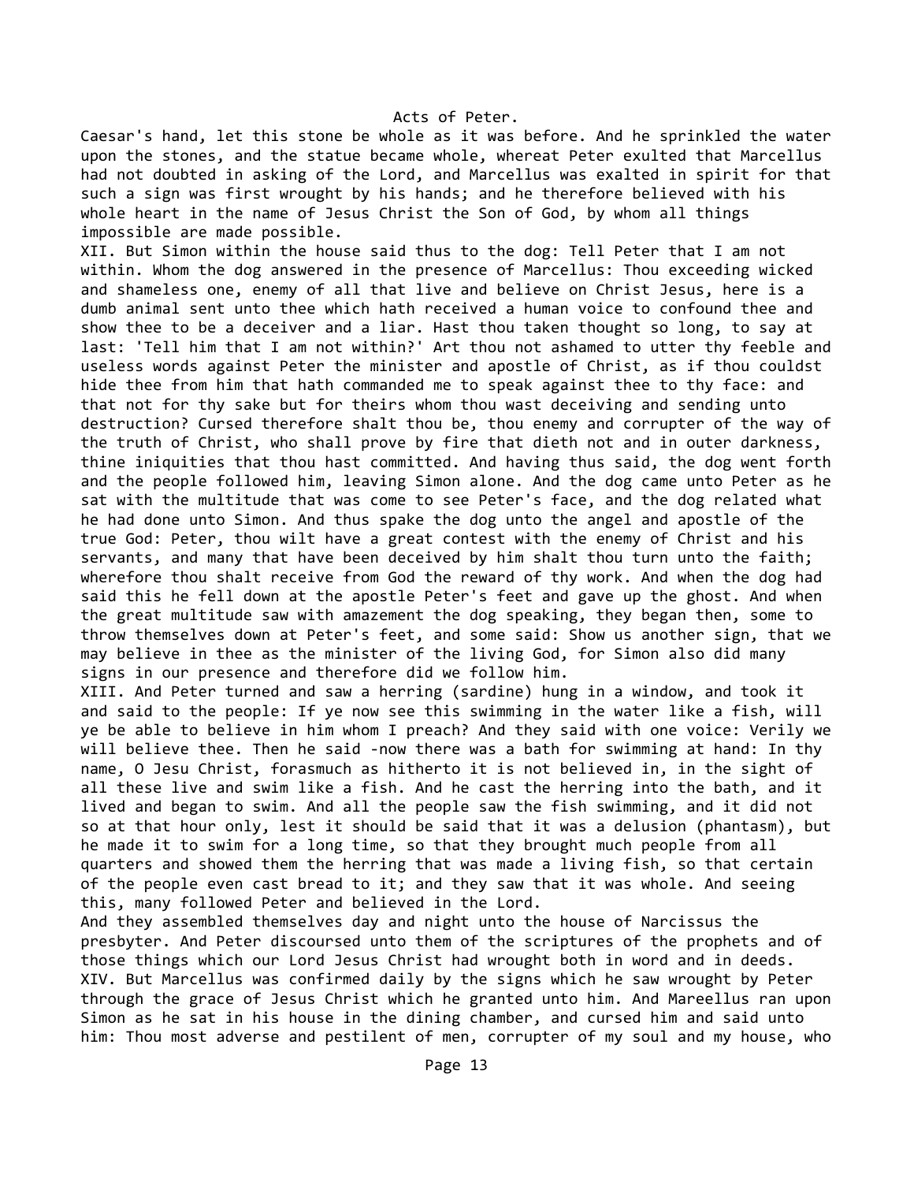Caesar's hand, let this stone be whole as it was before. And he sprinkled the water upon the stones, and the statue became whole, whereat Peter exulted that Marcellus had not doubted in asking of the Lord, and Marcellus was exalted in spirit for that such a sign was first wrought by his hands; and he therefore believed with his whole heart in the name of Jesus Christ the Son of God, by whom all things impossible are made possible.

XII. But Simon within the house said thus to the dog: Tell Peter that I am not within. Whom the dog answered in the presence of Marcellus: Thou exceeding wicked and shameless one, enemy of all that live and believe on Christ Jesus, here is a dumb animal sent unto thee which hath received a human voice to confound thee and show thee to be a deceiver and a liar. Hast thou taken thought so long, to say at last: 'Tell him that I am not within?' Art thou not ashamed to utter thy feeble and useless words against Peter the minister and apostle of Christ, as if thou couldst hide thee from him that hath commanded me to speak against thee to thy face: and that not for thy sake but for theirs whom thou wast deceiving and sending unto destruction? Cursed therefore shalt thou be, thou enemy and corrupter of the way of the truth of Christ, who shall prove by fire that dieth not and in outer darkness, thine iniquities that thou hast committed. And having thus said, the dog went forth and the people followed him, leaving Simon alone. And the dog came unto Peter as he sat with the multitude that was come to see Peter's face, and the dog related what he had done unto Simon. And thus spake the dog unto the angel and apostle of the true God: Peter, thou wilt have a great contest with the enemy of Christ and his servants, and many that have been deceived by him shalt thou turn unto the faith; wherefore thou shalt receive from God the reward of thy work. And when the dog had said this he fell down at the apostle Peter's feet and gave up the ghost. And when the great multitude saw with amazement the dog speaking, they began then, some to throw themselves down at Peter's feet, and some said: Show us another sign, that we may believe in thee as the minister of the living God, for Simon also did many signs in our presence and therefore did we follow him.

XIII. And Peter turned and saw a herring (sardine) hung in a window, and took it and said to the people: If ye now see this swimming in the water like a fish, will ye be able to believe in him whom I preach? And they said with one voice: Verily we will believe thee. Then he said -now there was a bath for swimming at hand: In thy name, O Jesu Christ, forasmuch as hitherto it is not believed in, in the sight of all these live and swim like a fish. And he cast the herring into the bath, and it lived and began to swim. And all the people saw the fish swimming, and it did not so at that hour only, lest it should be said that it was a delusion (phantasm), but he made it to swim for a long time, so that they brought much people from all quarters and showed them the herring that was made a living fish, so that certain of the people even cast bread to it; and they saw that it was whole. And seeing this, many followed Peter and believed in the Lord.

And they assembled themselves day and night unto the house of Narcissus the presbyter. And Peter discoursed unto them of the scriptures of the prophets and of those things which our Lord Jesus Christ had wrought both in word and in deeds.

XIV. But Marcellus was confirmed daily by the signs which he saw wrought by Peter through the grace of Jesus Christ which he granted unto him. And Mareellus ran upon Simon as he sat in his house in the dining chamber, and cursed him and said unto him: Thou most adverse and pestilent of men, corrupter of my soul and my house, who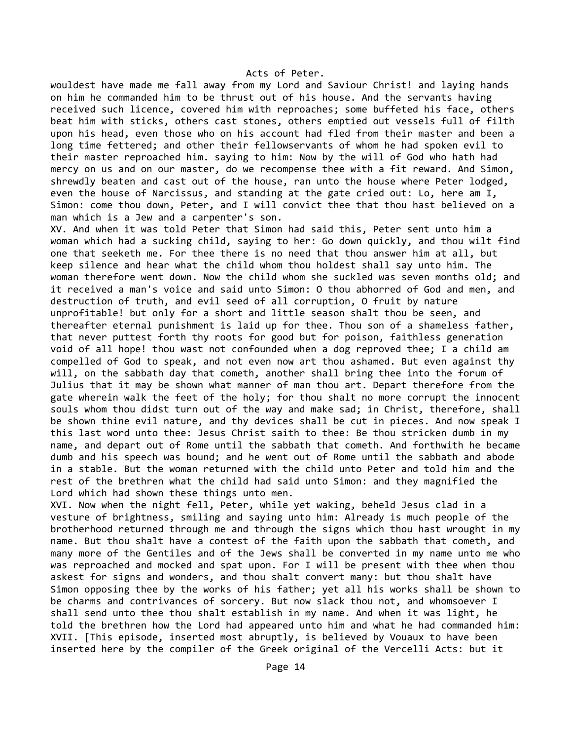wouldest have made me fall away from my Lord and Saviour Christ! and laying hands on him he commanded him to be thrust out of his house. And the servants having received such licence, covered him with reproaches; some buffeted his face, others beat him with sticks, others cast stones, others emptied out vessels full of filth upon his head, even those who on his account had fled from their master and been a long time fettered; and other their fellowservants of whom he had spoken evil to their master reproached him. saying to him: Now by the will of God who hath had mercy on us and on our master, do we recompense thee with a fit reward. And Simon, shrewdly beaten and cast out of the house, ran unto the house where Peter lodged, even the house of Narcissus, and standing at the gate cried out: Lo, here am I, Simon: come thou down, Peter, and I will convict thee that thou hast believed on a man which is a Jew and a carpenter's son.

XV. And when it was told Peter that Simon had said this, Peter sent unto him a woman which had a sucking child, saying to her: Go down quickly, and thou wilt find one that seeketh me. For thee there is no need that thou answer him at all, but keep silence and hear what the child whom thou holdest shall say unto him. The woman therefore went down. Now the child whom she suckled was seven months old; and it received a man's voice and said unto Simon: O thou abhorred of God and men, and destruction of truth, and evil seed of all corruption, O fruit by nature unprofitable! but only for a short and little season shalt thou be seen, and thereafter eternal punishment is laid up for thee. Thou son of a shameless father, that never puttest forth thy roots for good but for poison, faithless generation void of all hope! thou wast not confounded when a dog reproved thee; I a child am compelled of God to speak, and not even now art thou ashamed. But even against thy will, on the sabbath day that cometh, another shall bring thee into the forum of Julius that it may be shown what manner of man thou art. Depart therefore from the gate wherein walk the feet of the holy; for thou shalt no more corrupt the innocent souls whom thou didst turn out of the way and make sad; in Christ, therefore, shall be shown thine evil nature, and thy devices shall be cut in pieces. And now speak I this last word unto thee: Jesus Christ saith to thee: Be thou stricken dumb in my name, and depart out of Rome until the sabbath that cometh. And forthwith he became dumb and his speech was bound; and he went out of Rome until the sabbath and abode in a stable. But the woman returned with the child unto Peter and told him and the rest of the brethren what the child had said unto Simon: and they magnified the Lord which had shown these things unto men.

XVI. Now when the night fell, Peter, while yet waking, beheld Jesus clad in a vesture of brightness, smiling and saying unto him: Already is much people of the brotherhood returned through me and through the signs which thou hast wrought in my name. But thou shalt have a contest of the faith upon the sabbath that cometh, and many more of the Gentiles and of the Jews shall be converted in my name unto me who was reproached and mocked and spat upon. For I will be present with thee when thou askest for signs and wonders, and thou shalt convert many: but thou shalt have Simon opposing thee by the works of his father; yet all his works shall be shown to be charms and contrivances of sorcery. But now slack thou not, and whomsoever I shall send unto thee thou shalt establish in my name. And when it was light, he told the brethren how the Lord had appeared unto him and what he had commanded him:

XVII. [This episode, inserted most abruptly, is believed by Vouaux to have been inserted here by the compiler of the Greek original of the Vercelli Acts: but it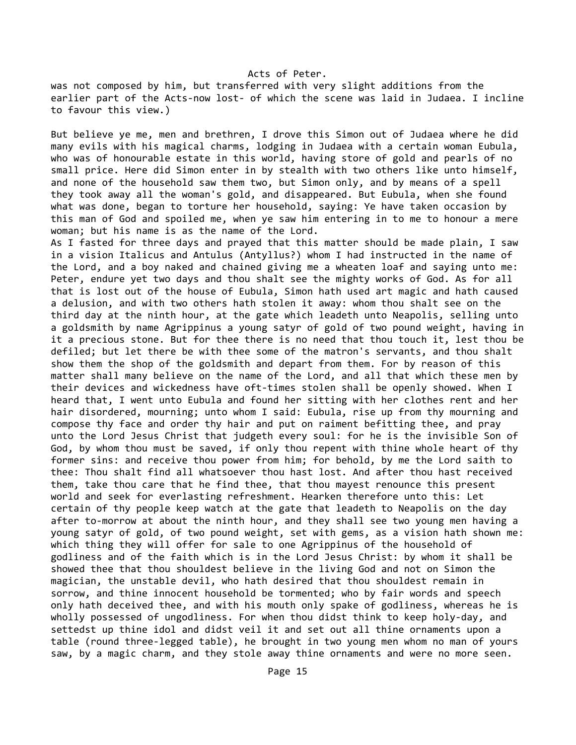was not composed by him, but transferred with very slight additions from the earlier part of the Acts-now lost- of which the scene was laid in Judaea. I incline to favour this view.)

But believe ye me, men and brethren, I drove this Simon out of Judaea where he did many evils with his magical charms, lodging in Judaea with a certain woman Eubula, who was of honourable estate in this world, having store of gold and pearls of no small price. Here did Simon enter in by stealth with two others like unto himself, and none of the household saw them two, but Simon only, and by means of a spell they took away all the woman's gold, and disappeared. But Eubula, when she found what was done, began to torture her household, saying: Ye have taken occasion by this man of God and spoiled me, when ye saw him entering in to me to honour a mere woman; but his name is as the name of the Lord.

As I fasted for three days and prayed that this matter should be made plain, I saw in a vision Italicus and Antulus (Antyllus?) whom I had instructed in the name of the Lord, and a boy naked and chained giving me a wheaten loaf and saying unto me: Peter, endure yet two days and thou shalt see the mighty works of God. As for all that is lost out of the house of Eubula, Simon hath used art magic and hath caused a delusion, and with two others hath stolen it away: whom thou shalt see on the third day at the ninth hour, at the gate which leadeth unto Neapolis, selling unto a goldsmith by name Agrippinus a young satyr of gold of two pound weight, having in it a precious stone. But for thee there is no need that thou touch it, lest thou be defiled; but let there be with thee some of the matron's servants, and thou shalt show them the shop of the goldsmith and depart from them. For by reason of this matter shall many believe on the name of the Lord, and all that which these men by their devices and wickedness have oft-times stolen shall be openly showed. When I heard that, I went unto Eubula and found her sitting with her clothes rent and her hair disordered, mourning; unto whom I said: Eubula, rise up from thy mourning and compose thy face and order thy hair and put on raiment befitting thee, and pray unto the Lord Jesus Christ that judgeth every soul: for he is the invisible Son of God, by whom thou must be saved, if only thou repent with thine whole heart of thy former sins: and receive thou power from him; for behold, by me the Lord saith to thee: Thou shalt find all whatsoever thou hast lost. And after thou hast received them, take thou care that he find thee, that thou mayest renounce this present world and seek for everlasting refreshment. Hearken therefore unto this: Let certain of thy people keep watch at the gate that leadeth to Neapolis on the day after to-morrow at about the ninth hour, and they shall see two young men having a young satyr of gold, of two pound weight, set with gems, as a vision hath shown me: which thing they will offer for sale to one Agrippinus of the household of godliness and of the faith which is in the Lord Jesus Christ: by whom it shall be showed thee that thou shouldest believe in the living God and not on Simon the magician, the unstable devil, who hath desired that thou shouldest remain in sorrow, and thine innocent household be tormented; who by fair words and speech only hath deceived thee, and with his mouth only spake of godliness, whereas he is wholly possessed of ungodliness. For when thou didst think to keep holy-day, and settedst up thine idol and didst veil it and set out all thine ornaments upon a table (round three-legged table), he brought in two young men whom no man of yours saw, by a magic charm, and they stole away thine ornaments and were no more seen.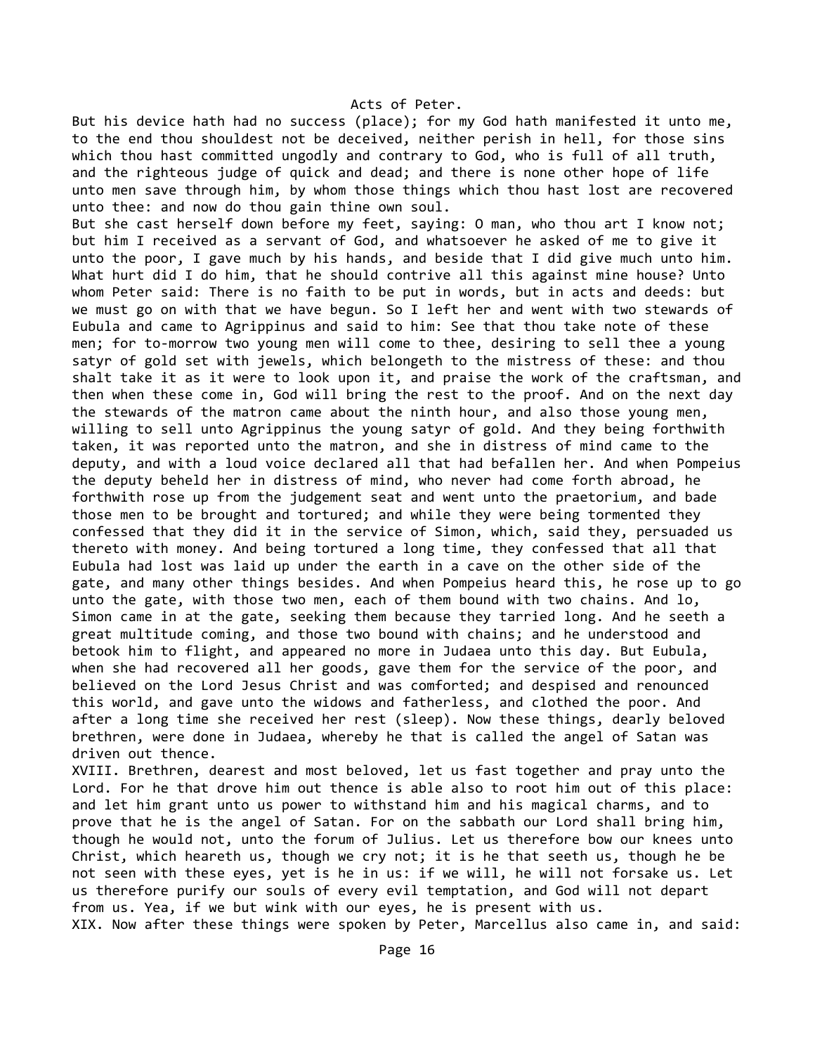But his device hath had no success (place); for my God hath manifested it unto me, to the end thou shouldest not be deceived, neither perish in hell, for those sins which thou hast committed ungodly and contrary to God, who is full of all truth, and the righteous judge of quick and dead; and there is none other hope of life unto men save through him, by whom those things which thou hast lost are recovered unto thee: and now do thou gain thine own soul.

But she cast herself down before my feet, saying: O man, who thou art I know not; but him I received as a servant of God, and whatsoever he asked of me to give it unto the poor, I gave much by his hands, and beside that I did give much unto him. What hurt did I do him, that he should contrive all this against mine house? Unto whom Peter said: There is no faith to be put in words, but in acts and deeds: but we must go on with that we have begun. So I left her and went with two stewards of Eubula and came to Agrippinus and said to him: See that thou take note of these men; for to-morrow two young men will come to thee, desiring to sell thee a young satyr of gold set with jewels, which belongeth to the mistress of these: and thou shalt take it as it were to look upon it, and praise the work of the craftsman, and then when these come in, God will bring the rest to the proof. And on the next day the stewards of the matron came about the ninth hour, and also those young men, willing to sell unto Agrippinus the young satyr of gold. And they being forthwith taken, it was reported unto the matron, and she in distress of mind came to the deputy, and with a loud voice declared all that had befallen her. And when Pompeius the deputy beheld her in distress of mind, who never had come forth abroad, he forthwith rose up from the judgement seat and went unto the praetorium, and bade those men to be brought and tortured; and while they were being tormented they confessed that they did it in the service of Simon, which, said they, persuaded us thereto with money. And being tortured a long time, they confessed that all that Eubula had lost was laid up under the earth in a cave on the other side of the gate, and many other things besides. And when Pompeius heard this, he rose up to go unto the gate, with those two men, each of them bound with two chains. And lo, Simon came in at the gate, seeking them because they tarried long. And he seeth a great multitude coming, and those two bound with chains; and he understood and betook him to flight, and appeared no more in Judaea unto this day. But Eubula, when she had recovered all her goods, gave them for the service of the poor, and believed on the Lord Jesus Christ and was comforted; and despised and renounced this world, and gave unto the widows and fatherless, and clothed the poor. And after a long time she received her rest (sleep). Now these things, dearly beloved brethren, were done in Judaea, whereby he that is called the angel of Satan was driven out thence.

XVIII. Brethren, dearest and most beloved, let us fast together and pray unto the Lord. For he that drove him out thence is able also to root him out of this place: and let him grant unto us power to withstand him and his magical charms, and to prove that he is the angel of Satan. For on the sabbath our Lord shall bring him, though he would not, unto the forum of Julius. Let us therefore bow our knees unto Christ, which heareth us, though we cry not; it is he that seeth us, though he be not seen with these eyes, yet is he in us: if we will, he will not forsake us. Let us therefore purify our souls of every evil temptation, and God will not depart from us. Yea, if we but wink with our eyes, he is present with us.

XIX. Now after these things were spoken by Peter, Marcellus also came in, and said: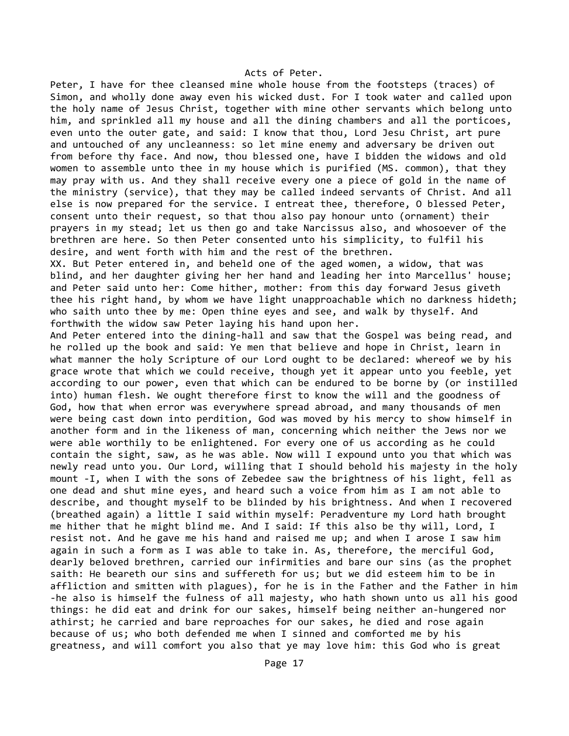Peter, I have for thee cleansed mine whole house from the footsteps (traces) of Simon, and wholly done away even his wicked dust. For I took water and called upon the holy name of Jesus Christ, together with mine other servants which belong unto him, and sprinkled all my house and all the dining chambers and all the porticoes, even unto the outer gate, and said: I know that thou, Lord Jesu Christ, art pure and untouched of any uncleanness: so let mine enemy and adversary be driven out from before thy face. And now, thou blessed one, have I bidden the widows and old women to assemble unto thee in my house which is purified (MS. common), that they may pray with us. And they shall receive every one a piece of gold in the name of the ministry (service), that they may be called indeed servants of Christ. And all else is now prepared for the service. I entreat thee, therefore, O blessed Peter, consent unto their request, so that thou also pay honour unto (ornament) their prayers in my stead; let us then go and take Narcissus also, and whosoever of the brethren are here. So then Peter consented unto his simplicity, to fulfil his desire, and went forth with him and the rest of the brethren.

XX. But Peter entered in, and beheld one of the aged women, a widow, that was blind, and her daughter giving her her hand and leading her into Marcellus' house; and Peter said unto her: Come hither, mother: from this day forward Jesus giveth thee his right hand, by whom we have light unapproachable which no darkness hideth; who saith unto thee by me: Open thine eyes and see, and walk by thyself. And forthwith the widow saw Peter laying his hand upon her.

And Peter entered into the dining-hall and saw that the Gospel was being read, and he rolled up the book and said: Ye men that believe and hope in Christ, learn in what manner the holy Scripture of our Lord ought to be declared: whereof we by his grace wrote that which we could receive, though yet it appear unto you feeble, yet according to our power, even that which can be endured to be borne by (or instilled into) human flesh. We ought therefore first to know the will and the goodness of God, how that when error was everywhere spread abroad, and many thousands of men were being cast down into perdition, God was moved by his mercy to show himself in another form and in the likeness of man, concerning which neither the Jews nor we were able worthily to be enlightened. For every one of us according as he could contain the sight, saw, as he was able. Now will I expound unto you that which was newly read unto you. Our Lord, willing that I should behold his majesty in the holy mount -I, when I with the sons of Zebedee saw the brightness of his light, fell as one dead and shut mine eyes, and heard such a voice from him as I am not able to describe, and thought myself to be blinded by his brightness. And when I recovered (breathed again) a little I said within myself: Peradventure my Lord hath brought me hither that he might blind me. And I said: If this also be thy will, Lord, I resist not. And he gave me his hand and raised me up; and when I arose I saw him again in such a form as I was able to take in. As, therefore, the merciful God, dearly beloved brethren, carried our infirmities and bare our sins (as the prophet saith: He beareth our sins and suffereth for us; but we did esteem him to be in affliction and smitten with plagues), for he is in the Father and the Father in him -he also is himself the fulness of all majesty, who hath shown unto us all his good things: he did eat and drink for our sakes, himself being neither an-hungered nor athirst; he carried and bare reproaches for our sakes, he died and rose again because of us; who both defended me when I sinned and comforted me by his greatness, and will comfort you also that ye may love him: this God who is great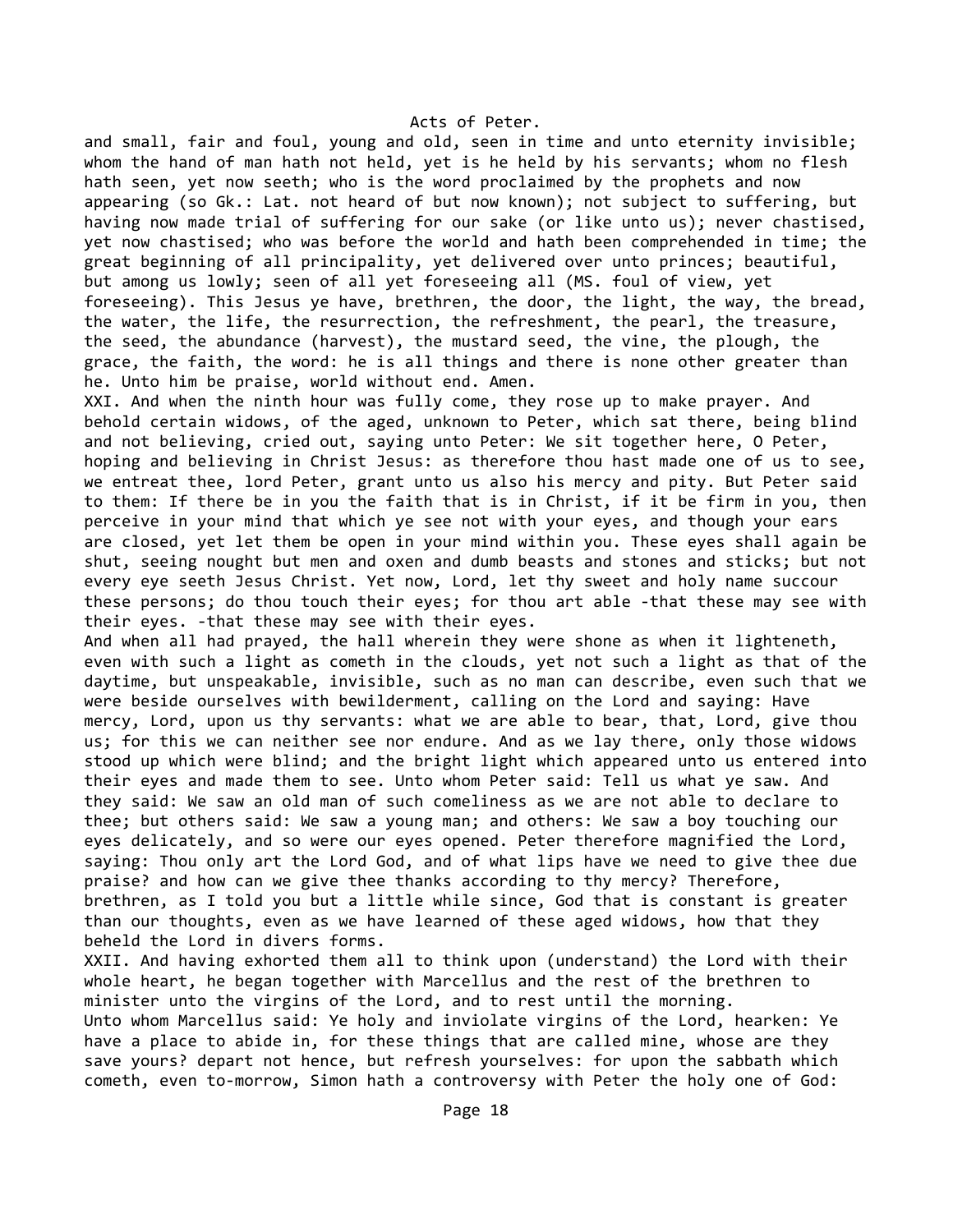and small, fair and foul, young and old, seen in time and unto eternity invisible; whom the hand of man hath not held, yet is he held by his servants; whom no flesh hath seen, yet now seeth; who is the word proclaimed by the prophets and now appearing (so Gk.: Lat. not heard of but now known); not subject to suffering, but having now made trial of suffering for our sake (or like unto us); never chastised, yet now chastised; who was before the world and hath been comprehended in time; the great beginning of all principality, yet delivered over unto princes; beautiful, but among us lowly; seen of all yet foreseeing all (MS. foul of view, yet foreseeing). This Jesus ye have, brethren, the door, the light, the way, the bread, the water, the life, the resurrection, the refreshment, the pearl, the treasure, the seed, the abundance (harvest), the mustard seed, the vine, the plough, the grace, the faith, the word: he is all things and there is none other greater than he. Unto him be praise, world without end. Amen.

XXI. And when the ninth hour was fully come, they rose up to make prayer. And behold certain widows, of the aged, unknown to Peter, which sat there, being blind and not believing, cried out, saying unto Peter: We sit together here, O Peter, hoping and believing in Christ Jesus: as therefore thou hast made one of us to see, we entreat thee, lord Peter, grant unto us also his mercy and pity. But Peter said to them: If there be in you the faith that is in Christ, if it be firm in you, then perceive in your mind that which ye see not with your eyes, and though your ears are closed, yet let them be open in your mind within you. These eyes shall again be shut, seeing nought but men and oxen and dumb beasts and stones and sticks; but not every eye seeth Jesus Christ. Yet now, Lord, let thy sweet and holy name succour these persons; do thou touch their eyes; for thou art able -that these may see with their eyes. -that these may see with their eyes.

And when all had prayed, the hall wherein they were shone as when it lighteneth, even with such a light as cometh in the clouds, yet not such a light as that of the daytime, but unspeakable, invisible, such as no man can describe, even such that we were beside ourselves with bewilderment, calling on the Lord and saying: Have mercy, Lord, upon us thy servants: what we are able to bear, that, Lord, give thou us; for this we can neither see nor endure. And as we lay there, only those widows stood up which were blind; and the bright light which appeared unto us entered into their eyes and made them to see. Unto whom Peter said: Tell us what ye saw. And they said: We saw an old man of such comeliness as we are not able to declare to thee; but others said: We saw a young man; and others: We saw a boy touching our eyes delicately, and so were our eyes opened. Peter therefore magnified the Lord, saying: Thou only art the Lord God, and of what lips have we need to give thee due praise? and how can we give thee thanks according to thy mercy? Therefore, brethren, as I told you but a little while since, God that is constant is greater than our thoughts, even as we have learned of these aged widows, how that they beheld the Lord in divers forms.

XXII. And having exhorted them all to think upon (understand) the Lord with their whole heart, he began together with Marcellus and the rest of the brethren to minister unto the virgins of the Lord, and to rest until the morning.

Unto whom Marcellus said: Ye holy and inviolate virgins of the Lord, hearken: Ye have a place to abide in, for these things that are called mine, whose are they save yours? depart not hence, but refresh yourselves: for upon the sabbath which cometh, even to-morrow, Simon hath a controversy with Peter the holy one of God: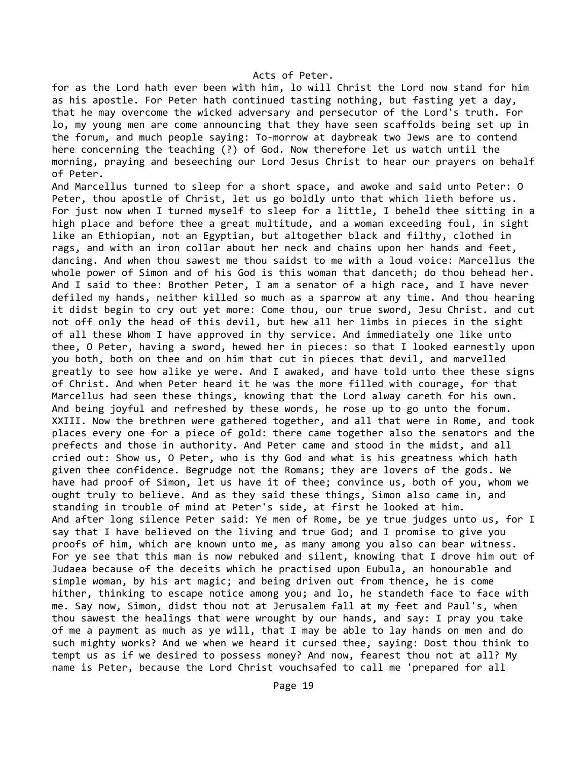for as the Lord hath ever been with him, lo will Christ the Lord now stand for him as his apostle. For Peter hath continued tasting nothing, but fasting yet a day, that he may overcome the wicked adversary and persecutor of the Lord's truth. For lo, my young men are come announcing that they have seen scaffolds being set up in the forum, and much people saying: To-morrow at daybreak two Jews are to contend here concerning the teaching (?) of God. Now therefore let us watch until the morning, praying and beseeching our Lord Jesus Christ to hear our prayers on behalf of Peter.

And Marcellus turned to sleep for a short space, and awoke and said unto Peter: O Peter, thou apostle of Christ, let us go boldly unto that which lieth before us. For just now when I turned myself to sleep for a little, I beheld thee sitting in a high place and before thee a great multitude, and a woman exceeding foul, in sight like an Ethiopian, not an Egyptian, but altogether black and filthy, clothed in rags, and with an iron collar about her neck and chains upon her hands and feet, dancing. And when thou sawest me thou saidst to me with a loud voice: Marcellus the whole power of Simon and of his God is this woman that danceth; do thou behead her. And I said to thee: Brother Peter, I am a senator of a high race, and I have never defiled my hands, neither killed so much as a sparrow at any time. And thou hearing it didst begin to cry out yet more: Come thou, our true sword, Jesu Christ. and cut not off only the head of this devil, but hew all her limbs in pieces in the sight of all these Whom I have approved in thy service. And immediately one like unto thee, O Peter, having a sword, hewed her in pieces: so that I looked earnestly upon you both, both on thee and on him that cut in pieces that devil, and marvelled greatly to see how alike ye were. And I awaked, and have told unto thee these signs of Christ. And when Peter heard it he was the more filled with courage, for that Marcellus had seen these things, knowing that the Lord alway careth for his own. And being joyful and refreshed by these words, he rose up to go unto the forum.

XXIII. Now the brethren were gathered together, and all that were in Rome, and took places every one for a piece of gold: there came together also the senators and the prefects and those in authority. And Peter came and stood in the midst, and all cried out: Show us, O Peter, who is thy God and what is his greatness which hath given thee confidence. Begrudge not the Romans; they are lovers of the gods. We have had proof of Simon, let us have it of thee; convince us, both of you, whom we ought truly to believe. And as they said these things, Simon also came in, and standing in trouble of mind at Peter's side, at first he looked at him.

And after long silence Peter said: Ye men of Rome, be ye true judges unto us, for I say that I have believed on the living and true God; and I promise to give you proofs of him, which are known unto me, as many among you also can bear witness. For ye see that this man is now rebuked and silent, knowing that I drove him out of Judaea because of the deceits which he practised upon Eubula, an honourable and simple woman, by his art magic; and being driven out from thence, he is come hither, thinking to escape notice among you; and lo, he standeth face to face with me. Say now, Simon, didst thou not at Jerusalem fall at my feet and Paul's, when thou sawest the healings that were wrought by our hands, and say: I pray you take of me a payment as much as ye will, that I may be able to lay hands on men and do such mighty works? And we when we heard it cursed thee, saying: Dost thou think to tempt us as if we desired to possess money? And now, fearest thou not at all? My name is Peter, because the Lord Christ vouchsafed to call me 'prepared for all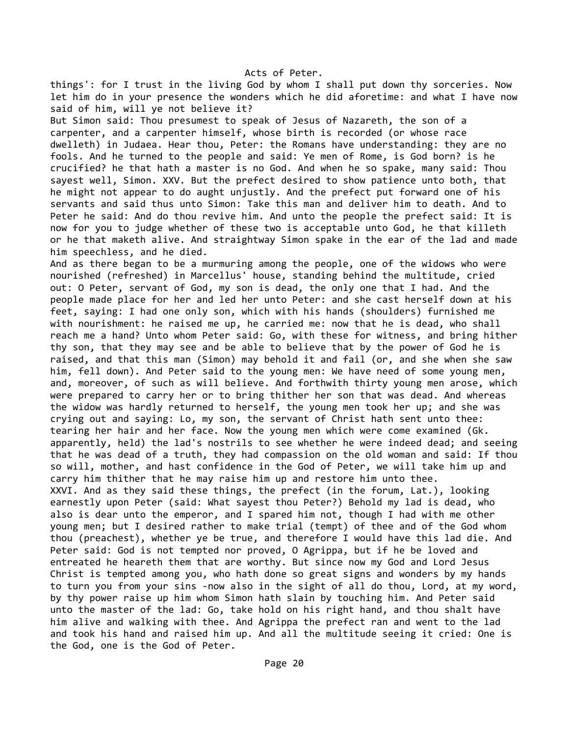things': for I trust in the living God by whom I shall put down thy sorceries. Now let him do in your presence the wonders which he did aforetime: and what I have now said of him, will ye not believe it?

But Simon said: Thou presumest to speak of Jesus of Nazareth, the son of a carpenter, and a carpenter himself, whose birth is recorded (or whose race dwelleth) in Judaea. Hear thou, Peter: the Romans have understanding: they are no fools. And he turned to the people and said: Ye men of Rome, is God born? is he crucified? he that hath a master is no God. And when he so spake, many said: Thou sayest well, Simon. XXV. But the prefect desired to show patience unto both, that he might not appear to do aught unjustly. And the prefect put forward one of his servants and said thus unto Simon: Take this man and deliver him to death. And to Peter he said: And do thou revive him. And unto the people the prefect said: It is now for you to judge whether of these two is acceptable unto God, he that killeth or he that maketh alive. And straightway Simon spake in the ear of the lad and made him speechless, and he died.

And as there began to be a murmuring among the people, one of the widows who were nourished (refreshed) in Marcellus' house, standing behind the multitude, cried out: O Peter, servant of God, my son is dead, the only one that I had. And the people made place for her and led her unto Peter: and she cast herself down at his feet, saying: I had one only son, which with his hands (shoulders) furnished me with nourishment: he raised me up, he carried me: now that he is dead, who shall reach me a hand? Unto whom Peter said: Go, with these for witness, and bring hither thy son, that they may see and be able to believe that by the power of God he is raised, and that this man (Simon) may behold it and fail (or, and she when she saw him, fell down). And Peter said to the young men: We have need of some young men, and, moreover, of such as will believe. And forthwith thirty young men arose, which were prepared to carry her or to bring thither her son that was dead. And whereas the widow was hardly returned to herself, the young men took her up; and she was crying out and saying: Lo, my son, the servant of Christ hath sent unto thee: tearing her hair and her face. Now the young men which were come examined (Gk. apparently, held) the lad's nostrils to see whether he were indeed dead; and seeing that he was dead of a truth, they had compassion on the old woman and said: If thou so will, mother, and hast confidence in the God of Peter, we will take him up and carry him thither that he may raise him up and restore him unto thee.

XXVI. And as they said these things, the prefect (in the forum, Lat.), looking earnestly upon Peter (said: What sayest thou Peter?) Behold my lad is dead, who also is dear unto the emperor, and I spared him not, though I had with me other young men; but I desired rather to make trial (tempt) of thee and of the God whom thou (preachest), whether ye be true, and therefore I would have this lad die. And Peter said: God is not tempted nor proved, O Agrippa, but if he be loved and entreated he heareth them that are worthy. But since now my God and Lord Jesus Christ is tempted among you, who hath done so great signs and wonders by my hands to turn you from your sins -now also in the sight of all do thou, Lord, at my word, by thy power raise up him whom Simon hath slain by touching him. And Peter said unto the master of the lad: Go, take hold on his right hand, and thou shalt have him alive and walking with thee. And Agrippa the prefect ran and went to the lad and took his hand and raised him up. And all the multitude seeing it cried: One is the God, one is the God of Peter.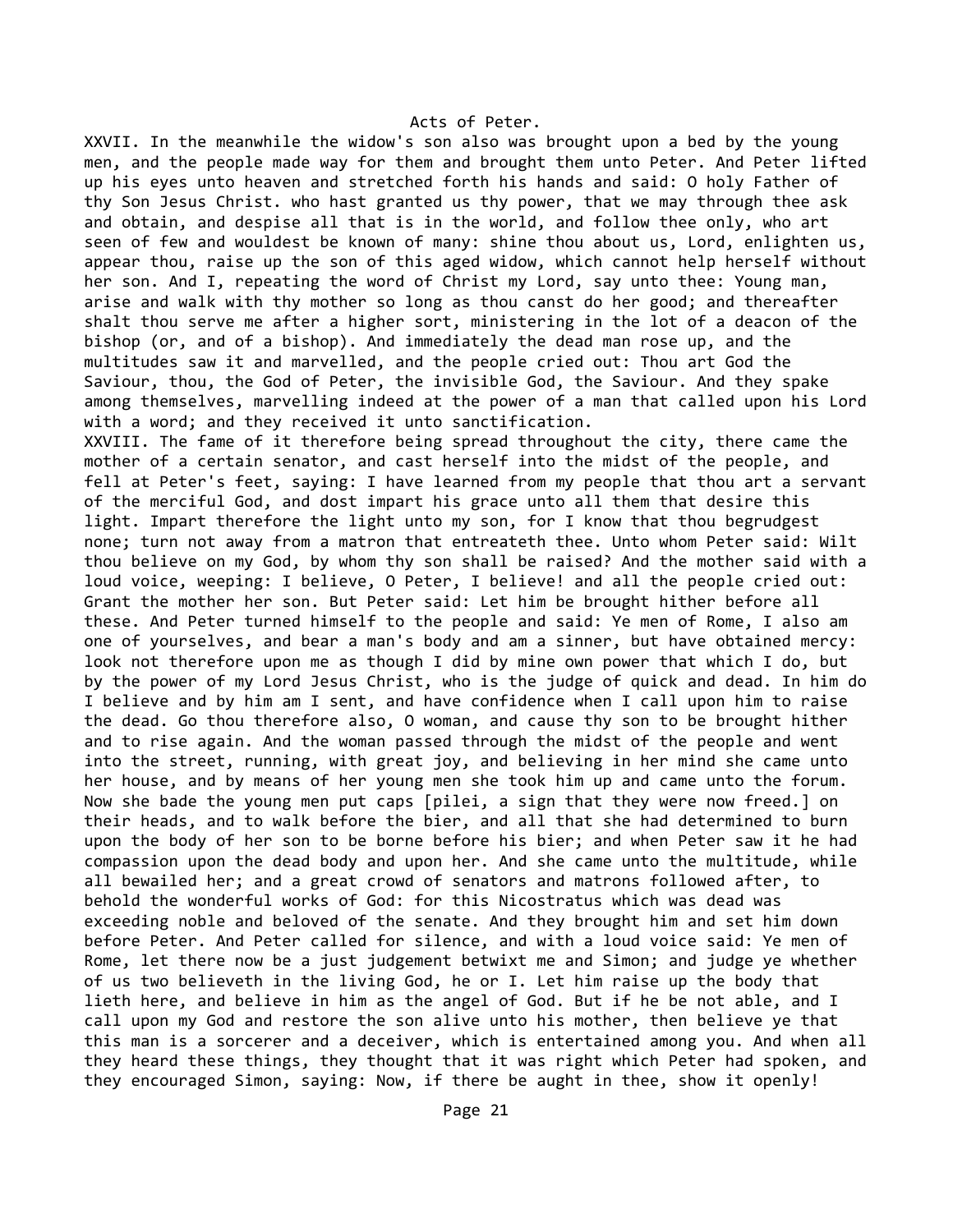XXVII. In the meanwhile the widow's son also was brought upon a bed by the young men, and the people made way for them and brought them unto Peter. And Peter lifted up his eyes unto heaven and stretched forth his hands and said: O holy Father of thy Son Jesus Christ. who hast granted us thy power, that we may through thee ask and obtain, and despise all that is in the world, and follow thee only, who art seen of few and wouldest be known of many: shine thou about us, Lord, enlighten us, appear thou, raise up the son of this aged widow, which cannot help herself without her son. And I, repeating the word of Christ my Lord, say unto thee: Young man, arise and walk with thy mother so long as thou canst do her good; and thereafter shalt thou serve me after a higher sort, ministering in the lot of a deacon of the bishop (or, and of a bishop). And immediately the dead man rose up, and the multitudes saw it and marvelled, and the people cried out: Thou art God the Saviour, thou, the God of Peter, the invisible God, the Saviour. And they spake among themselves, marvelling indeed at the power of a man that called upon his Lord with a word; and they received it unto sanctification.

XXVIII. The fame of it therefore being spread throughout the city, there came the mother of a certain senator, and cast herself into the midst of the people, and fell at Peter's feet, saying: I have learned from my people that thou art a servant of the merciful God, and dost impart his grace unto all them that desire this light. Impart therefore the light unto my son, for I know that thou begrudgest none; turn not away from a matron that entreateth thee. Unto whom Peter said: Wilt thou believe on my God, by whom thy son shall be raised? And the mother said with a loud voice, weeping: I believe, O Peter, I believe! and all the people cried out: Grant the mother her son. But Peter said: Let him be brought hither before all these. And Peter turned himself to the people and said: Ye men of Rome, I also am one of yourselves, and bear a man's body and am a sinner, but have obtained mercy: look not therefore upon me as though I did by mine own power that which I do, but by the power of my Lord Jesus Christ, who is the judge of quick and dead. In him do I believe and by him am I sent, and have confidence when I call upon him to raise the dead. Go thou therefore also, O woman, and cause thy son to be brought hither and to rise again. And the woman passed through the midst of the people and went into the street, running, with great joy, and believing in her mind she came unto her house, and by means of her young men she took him up and came unto the forum. Now she bade the young men put caps [pilei, a sign that they were now freed.] on their heads, and to walk before the bier, and all that she had determined to burn upon the body of her son to be borne before his bier; and when Peter saw it he had compassion upon the dead body and upon her. And she came unto the multitude, while all bewailed her; and a great crowd of senators and matrons followed after, to behold the wonderful works of God: for this Nicostratus which was dead was exceeding noble and beloved of the senate. And they brought him and set him down before Peter. And Peter called for silence, and with a loud voice said: Ye men of Rome, let there now be a just judgement betwixt me and Simon; and judge ye whether of us two believeth in the living God, he or I. Let him raise up the body that lieth here, and believe in him as the angel of God. But if he be not able, and I call upon my God and restore the son alive unto his mother, then believe ye that this man is a sorcerer and a deceiver, which is entertained among you. And when all they heard these things, they thought that it was right which Peter had spoken, and they encouraged Simon, saying: Now, if there be aught in thee, show it openly!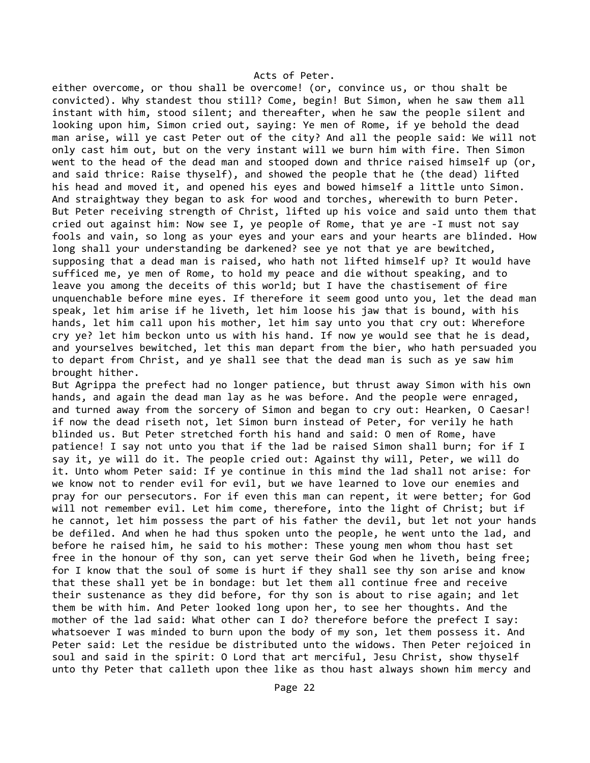either overcome, or thou shall be overcome! (or, convince us, or thou shalt be convicted). Why standest thou still? Come, begin! But Simon, when he saw them all instant with him, stood silent; and thereafter, when he saw the people silent and looking upon him, Simon cried out, saying: Ye men of Rome, if ye behold the dead man arise, will ye cast Peter out of the city? And all the people said: We will not only cast him out, but on the very instant will we burn him with fire. Then Simon went to the head of the dead man and stooped down and thrice raised himself up (or, and said thrice: Raise thyself), and showed the people that he (the dead) lifted his head and moved it, and opened his eyes and bowed himself a little unto Simon. And straightway they began to ask for wood and torches, wherewith to burn Peter. But Peter receiving strength of Christ, lifted up his voice and said unto them that cried out against him: Now see I, ye people of Rome, that ye are -I must not say fools and vain, so long as your eyes and your ears and your hearts are blinded. How long shall your understanding be darkened? see ye not that ye are bewitched, supposing that a dead man is raised, who hath not lifted himself up? It would have sufficed me, ye men of Rome, to hold my peace and die without speaking, and to leave you among the deceits of this world; but I have the chastisement of fire unquenchable before mine eyes. If therefore it seem good unto you, let the dead man speak, let him arise if he liveth, let him loose his jaw that is bound, with his hands, let him call upon his mother, let him say unto you that cry out: Wherefore cry ye? let him beckon unto us with his hand. If now ye would see that he is dead, and yourselves bewitched, let this man depart from the bier, who hath persuaded you to depart from Christ, and ye shall see that the dead man is such as ye saw him brought hither.

But Agrippa the prefect had no longer patience, but thrust away Simon with his own hands, and again the dead man lay as he was before. And the people were enraged, and turned away from the sorcery of Simon and began to cry out: Hearken, O Caesar! if now the dead riseth not, let Simon burn instead of Peter, for verily he hath blinded us. But Peter stretched forth his hand and said: O men of Rome, have patience! I say not unto you that if the lad be raised Simon shall burn; for if I say it, ye will do it. The people cried out: Against thy will, Peter, we will do it. Unto whom Peter said: If ye continue in this mind the lad shall not arise: for we know not to render evil for evil, but we have learned to love our enemies and pray for our persecutors. For if even this man can repent, it were better; for God will not remember evil. Let him come, therefore, into the light of Christ; but if he cannot, let him possess the part of his father the devil, but let not your hands be defiled. And when he had thus spoken unto the people, he went unto the lad, and before he raised him, he said to his mother: These young men whom thou hast set free in the honour of thy son, can yet serve their God when he liveth, being free; for I know that the soul of some is hurt if they shall see thy son arise and know that these shall yet be in bondage: but let them all continue free and receive their sustenance as they did before, for thy son is about to rise again; and let them be with him. And Peter looked long upon her, to see her thoughts. And the mother of the lad said: What other can I do? therefore before the prefect I say: whatsoever I was minded to burn upon the body of my son, let them possess it. And Peter said: Let the residue be distributed unto the widows. Then Peter rejoiced in soul and said in the spirit: O Lord that art merciful, Jesu Christ, show thyself unto thy Peter that calleth upon thee like as thou hast always shown him mercy and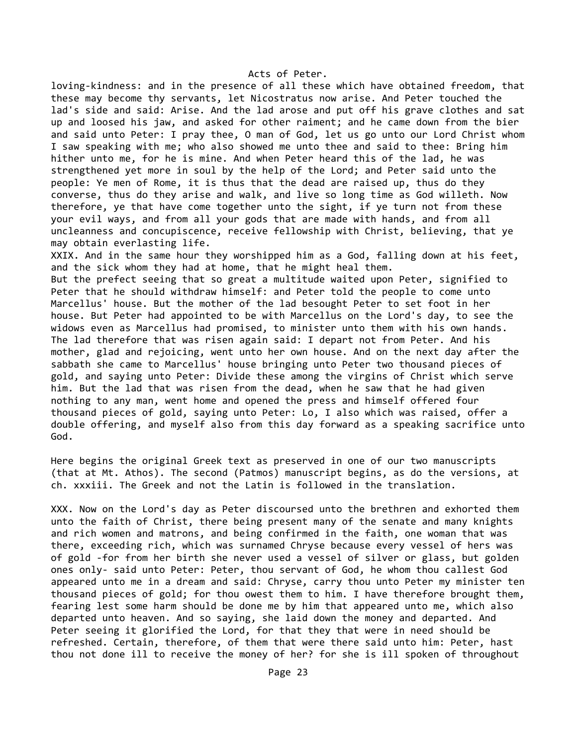loving-kindness: and in the presence of all these which have obtained freedom, that these may become thy servants, let Nicostratus now arise. And Peter touched the lad's side and said: Arise. And the lad arose and put off his grave clothes and sat up and loosed his jaw, and asked for other raiment; and he came down from the bier and said unto Peter: I pray thee, O man of God, let us go unto our Lord Christ whom I saw speaking with me; who also showed me unto thee and said to thee: Bring him hither unto me, for he is mine. And when Peter heard this of the lad, he was strengthened yet more in soul by the help of the Lord; and Peter said unto the people: Ye men of Rome, it is thus that the dead are raised up, thus do they converse, thus do they arise and walk, and live so long time as God willeth. Now therefore, ye that have come together unto the sight, if ye turn not from these your evil ways, and from all your gods that are made with hands, and from all uncleanness and concupiscence, receive fellowship with Christ, believing, that ye may obtain everlasting life.

XXIX. And in the same hour they worshipped him as a God, falling down at his feet, and the sick whom they had at home, that he might heal them.

But the prefect seeing that so great a multitude waited upon Peter, signified to Peter that he should withdraw himself: and Peter told the people to come unto Marcellus' house. But the mother of the lad besought Peter to set foot in her house. But Peter had appointed to be with Marcellus on the Lord's day, to see the widows even as Marcellus had promised, to minister unto them with his own hands. The lad therefore that was risen again said: I depart not from Peter. And his mother, glad and rejoicing, went unto her own house. And on the next day after the sabbath she came to Marcellus' house bringing unto Peter two thousand pieces of gold, and saying unto Peter: Divide these among the virgins of Christ which serve him. But the lad that was risen from the dead, when he saw that he had given nothing to any man, went home and opened the press and himself offered four thousand pieces of gold, saying unto Peter: Lo, I also which was raised, offer a double offering, and myself also from this day forward as a speaking sacrifice unto God.

Here begins the original Greek text as preserved in one of our two manuscripts (that at Mt. Athos). The second (Patmos) manuscript begins, as do the versions, at ch. xxxiii. The Greek and not the Latin is followed in the translation.

XXX. Now on the Lord's day as Peter discoursed unto the brethren and exhorted them unto the faith of Christ, there being present many of the senate and many knights and rich women and matrons, and being confirmed in the faith, one woman that was there, exceeding rich, which was surnamed Chryse because every vessel of hers was of gold -for from her birth she never used a vessel of silver or glass, but golden ones only- said unto Peter: Peter, thou servant of God, he whom thou callest God appeared unto me in a dream and said: Chryse, carry thou unto Peter my minister ten thousand pieces of gold; for thou owest them to him. I have therefore brought them, fearing lest some harm should be done me by him that appeared unto me, which also departed unto heaven. And so saying, she laid down the money and departed. And Peter seeing it glorified the Lord, for that they that were in need should be refreshed. Certain, therefore, of them that were there said unto him: Peter, hast thou not done ill to receive the money of her? for she is ill spoken of throughout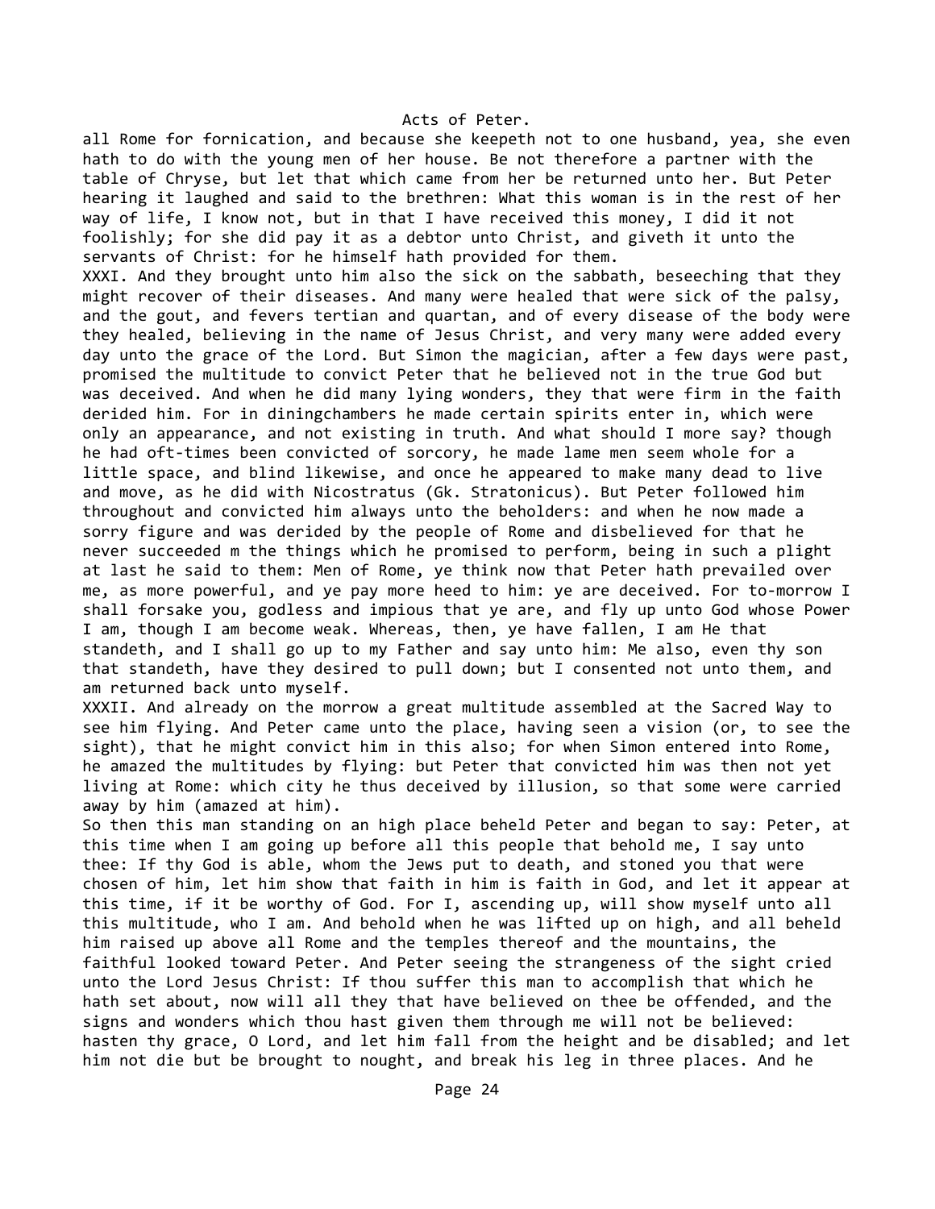all Rome for fornication, and because she keepeth not to one husband, yea, she even hath to do with the young men of her house. Be not therefore a partner with the table of Chryse, but let that which came from her be returned unto her. But Peter hearing it laughed and said to the brethren: What this woman is in the rest of her way of life, I know not, but in that I have received this money, I did it not foolishly; for she did pay it as a debtor unto Christ, and giveth it unto the servants of Christ: for he himself hath provided for them.

XXXI. And they brought unto him also the sick on the sabbath, beseeching that they might recover of their diseases. And many were healed that were sick of the palsy, and the gout, and fevers tertian and quartan, and of every disease of the body were they healed, believing in the name of Jesus Christ, and very many were added every day unto the grace of the Lord. But Simon the magician, after a few days were past, promised the multitude to convict Peter that he believed not in the true God but was deceived. And when he did many lying wonders, they that were firm in the faith derided him. For in diningchambers he made certain spirits enter in, which were only an appearance, and not existing in truth. And what should I more say? though he had oft-times been convicted of sorcory, he made lame men seem whole for a little space, and blind likewise, and once he appeared to make many dead to live and move, as he did with Nicostratus (Gk. Stratonicus). But Peter followed him throughout and convicted him always unto the beholders: and when he now made a sorry figure and was derided by the people of Rome and disbelieved for that he never succeeded m the things which he promised to perform, being in such a plight at last he said to them: Men of Rome, ye think now that Peter hath prevailed over me, as more powerful, and ye pay more heed to him: ye are deceived. For to-morrow I shall forsake you, godless and impious that ye are, and fly up unto God whose Power I am, though I am become weak. Whereas, then, ye have fallen, I am He that standeth, and I shall go up to my Father and say unto him: Me also, even thy son that standeth, have they desired to pull down; but I consented not unto them, and am returned back unto myself.

XXXII. And already on the morrow a great multitude assembled at the Sacred Way to see him flying. And Peter came unto the place, having seen a vision (or, to see the sight), that he might convict him in this also; for when Simon entered into Rome, he amazed the multitudes by flying: but Peter that convicted him was then not yet living at Rome: which city he thus deceived by illusion, so that some were carried away by him (amazed at him).

So then this man standing on an high place beheld Peter and began to say: Peter, at this time when I am going up before all this people that behold me, I say unto thee: If thy God is able, whom the Jews put to death, and stoned you that were chosen of him, let him show that faith in him is faith in God, and let it appear at this time, if it be worthy of God. For I, ascending up, will show myself unto all this multitude, who I am. And behold when he was lifted up on high, and all beheld him raised up above all Rome and the temples thereof and the mountains, the faithful looked toward Peter. And Peter seeing the strangeness of the sight cried unto the Lord Jesus Christ: If thou suffer this man to accomplish that which he hath set about, now will all they that have believed on thee be offended, and the signs and wonders which thou hast given them through me will not be believed: hasten thy grace, O Lord, and let him fall from the height and be disabled; and let him not die but be brought to nought, and break his leg in three places. And he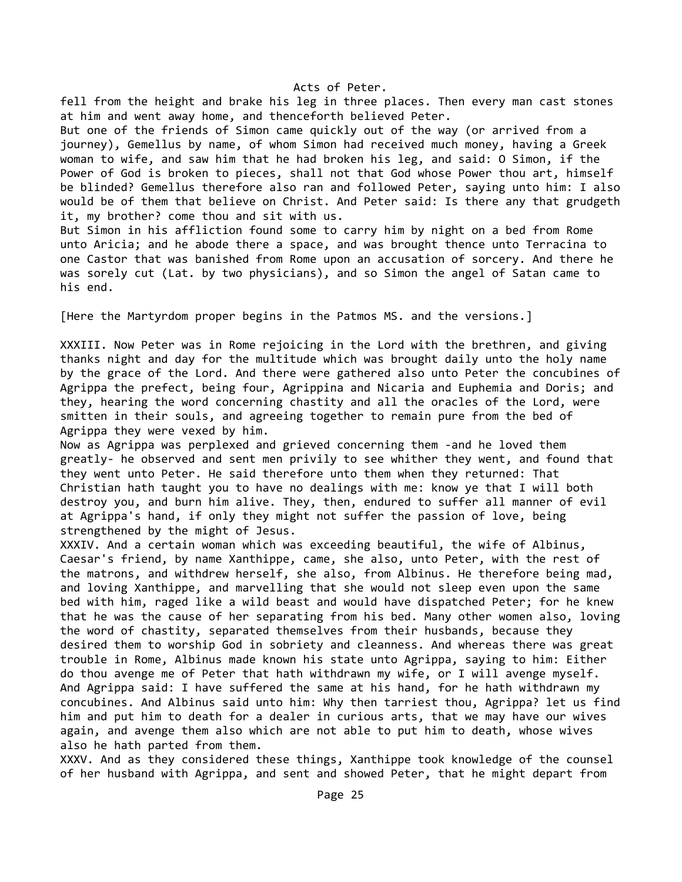fell from the height and brake his leg in three places. Then every man cast stones at him and went away home, and thenceforth believed Peter.

But one of the friends of Simon came quickly out of the way (or arrived from a journey), Gemellus by name, of whom Simon had received much money, having a Greek woman to wife, and saw him that he had broken his leg, and said: O Simon, if the Power of God is broken to pieces, shall not that God whose Power thou art, himself be blinded? Gemellus therefore also ran and followed Peter, saying unto him: I also would be of them that believe on Christ. And Peter said: Is there any that grudgeth it, my brother? come thou and sit with us.

But Simon in his affliction found some to carry him by night on a bed from Rome unto Aricia; and he abode there a space, and was brought thence unto Terracina to one Castor that was banished from Rome upon an accusation of sorcery. And there he was sorely cut (Lat. by two physicians), and so Simon the angel of Satan came to his end.

[Here the Martyrdom proper begins in the Patmos MS. and the versions.]

XXXIII. Now Peter was in Rome rejoicing in the Lord with the brethren, and giving thanks night and day for the multitude which was brought daily unto the holy name by the grace of the Lord. And there were gathered also unto Peter the concubines of Agrippa the prefect, being four, Agrippina and Nicaria and Euphemia and Doris; and they, hearing the word concerning chastity and all the oracles of the Lord, were smitten in their souls, and agreeing together to remain pure from the bed of Agrippa they were vexed by him.

Now as Agrippa was perplexed and grieved concerning them -and he loved them greatly- he observed and sent men privily to see whither they went, and found that they went unto Peter. He said therefore unto them when they returned: That Christian hath taught you to have no dealings with me: know ye that I will both destroy you, and burn him alive. They, then, endured to suffer all manner of evil at Agrippa's hand, if only they might not suffer the passion of love, being strengthened by the might of Jesus.

XXXIV. And a certain woman which was exceeding beautiful, the wife of Albinus, Caesar's friend, by name Xanthippe, came, she also, unto Peter, with the rest of the matrons, and withdrew herself, she also, from Albinus. He therefore being mad, and loving Xanthippe, and marvelling that she would not sleep even upon the same bed with him, raged like a wild beast and would have dispatched Peter; for he knew that he was the cause of her separating from his bed. Many other women also, loving the word of chastity, separated themselves from their husbands, because they desired them to worship God in sobriety and cleanness. And whereas there was great trouble in Rome, Albinus made known his state unto Agrippa, saying to him: Either do thou avenge me of Peter that hath withdrawn my wife, or I will avenge myself. And Agrippa said: I have suffered the same at his hand, for he hath withdrawn my concubines. And Albinus said unto him: Why then tarriest thou, Agrippa? let us find him and put him to death for a dealer in curious arts, that we may have our wives again, and avenge them also which are not able to put him to death, whose wives also he hath parted from them.

XXXV. And as they considered these things, Xanthippe took knowledge of the counsel of her husband with Agrippa, and sent and showed Peter, that he might depart from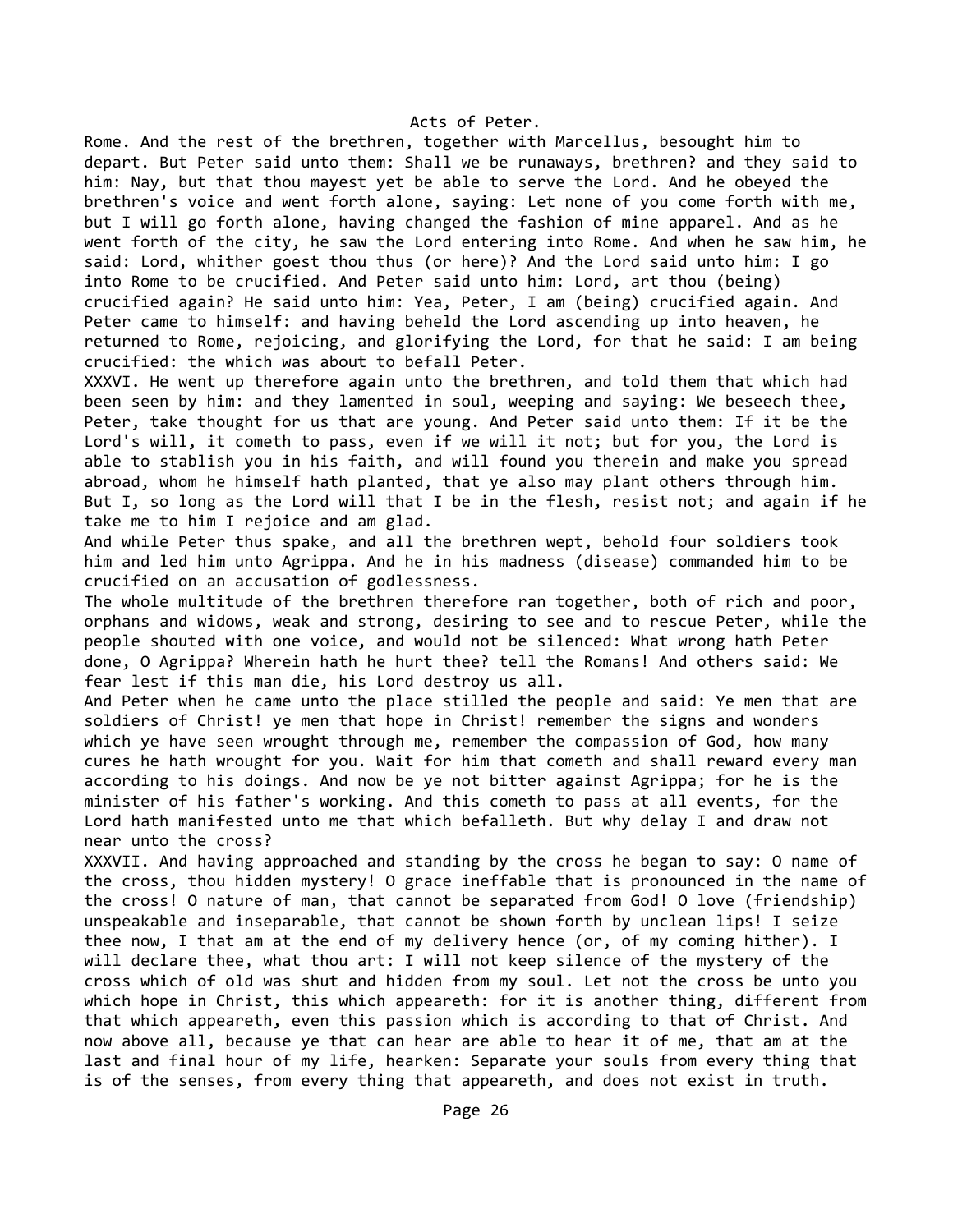Rome. And the rest of the brethren, together with Marcellus, besought him to depart. But Peter said unto them: Shall we be runaways, brethren? and they said to him: Nay, but that thou mayest yet be able to serve the Lord. And he obeyed the brethren's voice and went forth alone, saying: Let none of you come forth with me, but I will go forth alone, having changed the fashion of mine apparel. And as he went forth of the city, he saw the Lord entering into Rome. And when he saw him, he said: Lord, whither goest thou thus (or here)? And the Lord said unto him: I go into Rome to be crucified. And Peter said unto him: Lord, art thou (being) crucified again? He said unto him: Yea, Peter, I am (being) crucified again. And Peter came to himself: and having beheld the Lord ascending up into heaven, he returned to Rome, rejoicing, and glorifying the Lord, for that he said: I am being crucified: the which was about to befall Peter.

XXXVI. He went up therefore again unto the brethren, and told them that which had been seen by him: and they lamented in soul, weeping and saying: We beseech thee, Peter, take thought for us that are young. And Peter said unto them: If it be the Lord's will, it cometh to pass, even if we will it not; but for you, the Lord is able to stablish you in his faith, and will found you therein and make you spread abroad, whom he himself hath planted, that ye also may plant others through him. But I, so long as the Lord will that I be in the flesh, resist not; and again if he take me to him I rejoice and am glad.

And while Peter thus spake, and all the brethren wept, behold four soldiers took him and led him unto Agrippa. And he in his madness (disease) commanded him to be crucified on an accusation of godlessness.

The whole multitude of the brethren therefore ran together, both of rich and poor, orphans and widows, weak and strong, desiring to see and to rescue Peter, while the people shouted with one voice, and would not be silenced: What wrong hath Peter done, O Agrippa? Wherein hath he hurt thee? tell the Romans! And others said: We fear lest if this man die, his Lord destroy us all.

And Peter when he came unto the place stilled the people and said: Ye men that are soldiers of Christ! ye men that hope in Christ! remember the signs and wonders which ye have seen wrought through me, remember the compassion of God, how many cures he hath wrought for you. Wait for him that cometh and shall reward every man according to his doings. And now be ye not bitter against Agrippa; for he is the minister of his father's working. And this cometh to pass at all events, for the Lord hath manifested unto me that which befalleth. But why delay I and draw not near unto the cross?

XXXVII. And having approached and standing by the cross he began to say: O name of the cross, thou hidden mystery! O grace ineffable that is pronounced in the name of the cross! O nature of man, that cannot be separated from God! O love (friendship) unspeakable and inseparable, that cannot be shown forth by unclean lips! I seize thee now, I that am at the end of my delivery hence (or, of my coming hither). I will declare thee, what thou art: I will not keep silence of the mystery of the cross which of old was shut and hidden from my soul. Let not the cross be unto you which hope in Christ, this which appeareth: for it is another thing, different from that which appeareth, even this passion which is according to that of Christ. And now above all, because ye that can hear are able to hear it of me, that am at the last and final hour of my life, hearken: Separate your souls from every thing that is of the senses, from every thing that appeareth, and does not exist in truth.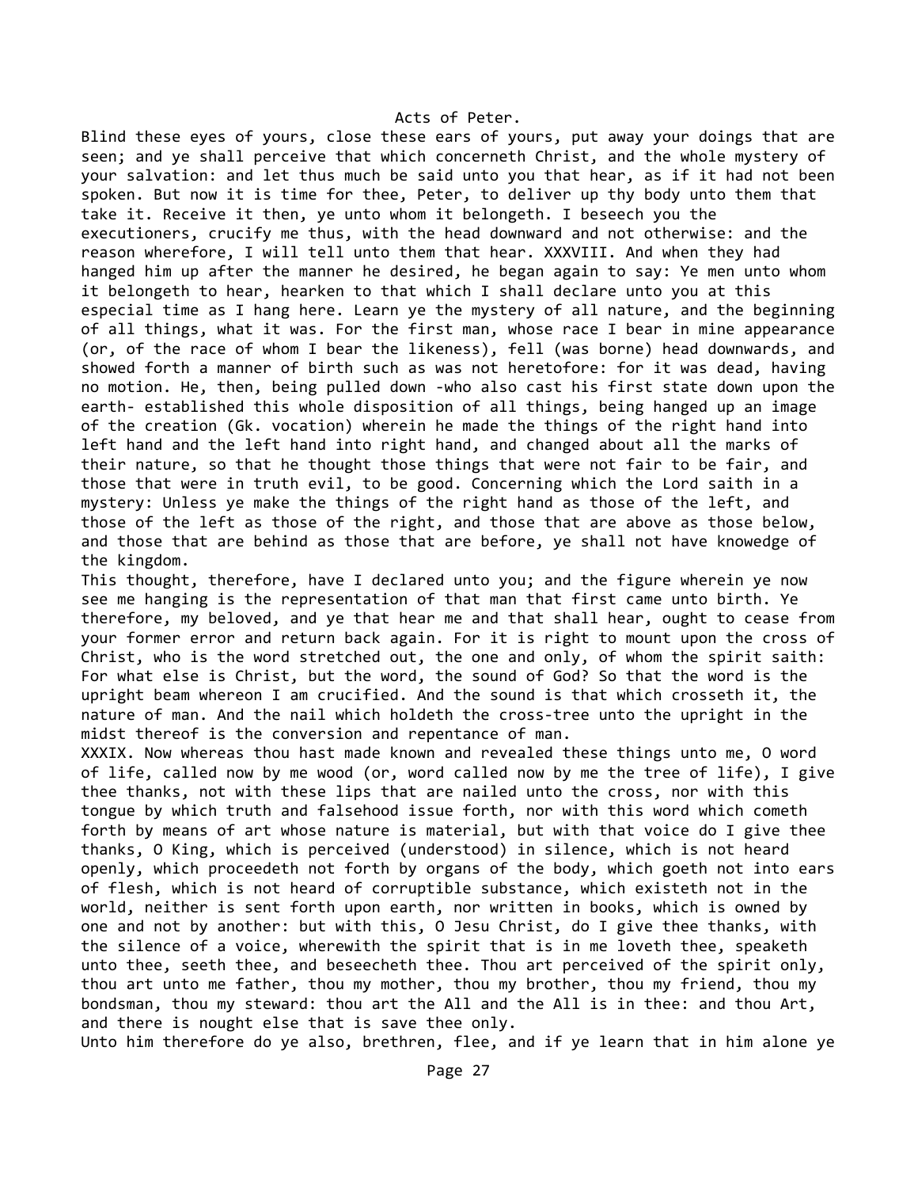Blind these eyes of yours, close these ears of yours, put away your doings that are seen; and ye shall perceive that which concerneth Christ, and the whole mystery of your salvation: and let thus much be said unto you that hear, as if it had not been spoken. But now it is time for thee, Peter, to deliver up thy body unto them that take it. Receive it then, ye unto whom it belongeth. I beseech you the executioners, crucify me thus, with the head downward and not otherwise: and the reason wherefore, I will tell unto them that hear. XXXVIII. And when they had hanged him up after the manner he desired, he began again to say: Ye men unto whom it belongeth to hear, hearken to that which I shall declare unto you at this especial time as I hang here. Learn ye the mystery of all nature, and the beginning of all things, what it was. For the first man, whose race I bear in mine appearance (or, of the race of whom I bear the likeness), fell (was borne) head downwards, and showed forth a manner of birth such as was not heretofore: for it was dead, having no motion. He, then, being pulled down -who also cast his first state down upon the earth- established this whole disposition of all things, being hanged up an image of the creation (Gk. vocation) wherein he made the things of the right hand into left hand and the left hand into right hand, and changed about all the marks of their nature, so that he thought those things that were not fair to be fair, and those that were in truth evil, to be good. Concerning which the Lord saith in a mystery: Unless ye make the things of the right hand as those of the left, and those of the left as those of the right, and those that are above as those below, and those that are behind as those that are before, ye shall not have knowedge of the kingdom.

This thought, therefore, have I declared unto you; and the figure wherein ye now see me hanging is the representation of that man that first came unto birth. Ye therefore, my beloved, and ye that hear me and that shall hear, ought to cease from your former error and return back again. For it is right to mount upon the cross of Christ, who is the word stretched out, the one and only, of whom the spirit saith: For what else is Christ, but the word, the sound of God? So that the word is the upright beam whereon I am crucified. And the sound is that which crosseth it, the nature of man. And the nail which holdeth the cross-tree unto the upright in the midst thereof is the conversion and repentance of man.

XXXIX. Now whereas thou hast made known and revealed these things unto me, O word of life, called now by me wood (or, word called now by me the tree of life), I give thee thanks, not with these lips that are nailed unto the cross, nor with this tongue by which truth and falsehood issue forth, nor with this word which cometh forth by means of art whose nature is material, but with that voice do I give thee thanks, O King, which is perceived (understood) in silence, which is not heard openly, which proceedeth not forth by organs of the body, which goeth not into ears of flesh, which is not heard of corruptible substance, which existeth not in the world, neither is sent forth upon earth, nor written in books, which is owned by one and not by another: but with this, O Jesu Christ, do I give thee thanks, with the silence of a voice, wherewith the spirit that is in me loveth thee, speaketh unto thee, seeth thee, and beseecheth thee. Thou art perceived of the spirit only, thou art unto me father, thou my mother, thou my brother, thou my friend, thou my bondsman, thou my steward: thou art the All and the All is in thee: and thou Art, and there is nought else that is save thee only.

Unto him therefore do ye also, brethren, flee, and if ye learn that in him alone ye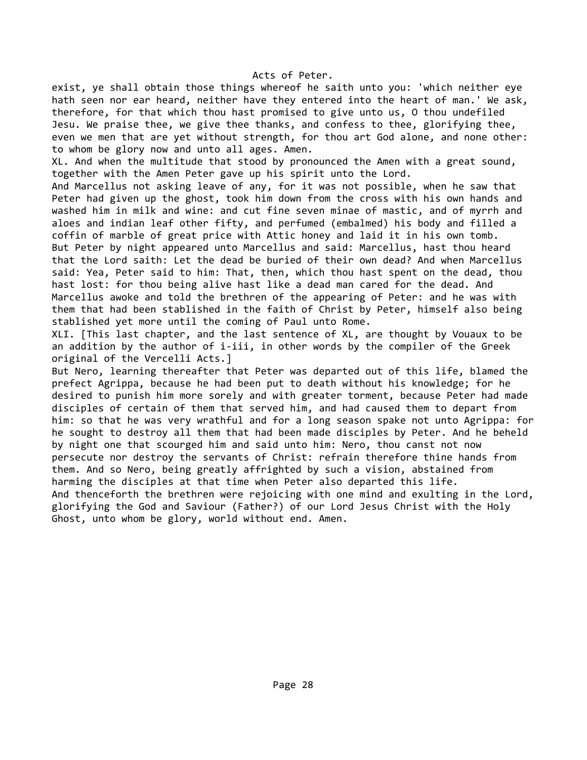exist, ye shall obtain those things whereof he saith unto you: 'which neither eye hath seen nor ear heard, neither have they entered into the heart of man.' We ask, therefore, for that which thou hast promised to give unto us, O thou undefiled Jesu. We praise thee, we give thee thanks, and confess to thee, glorifying thee, even we men that are yet without strength, for thou art God alone, and none other: to whom be glory now and unto all ages. Amen.

XL. And when the multitude that stood by pronounced the Amen with a great sound, together with the Amen Peter gave up his spirit unto the Lord.

And Marcellus not asking leave of any, for it was not possible, when he saw that Peter had given up the ghost, took him down from the cross with his own hands and washed him in milk and wine: and cut fine seven minae of mastic, and of myrrh and aloes and indian leaf other fifty, and perfumed (embalmed) his body and filled a coffin of marble of great price with Attic honey and laid it in his own tomb.

But Peter by night appeared unto Marcellus and said: Marcellus, hast thou heard that the Lord saith: Let the dead be buried of their own dead? And when Marcellus said: Yea, Peter said to him: That, then, which thou hast spent on the dead, thou hast lost: for thou being alive hast like a dead man cared for the dead. And Marcellus awoke and told the brethren of the appearing of Peter: and he was with them that had been stablished in the faith of Christ by Peter, himself also being stablished yet more until the coming of Paul unto Rome.

XLI. [This last chapter, and the last sentence of XL, are thought by Vouaux to be an addition by the author of i-iii, in other words by the compiler of the Greek original of the Vercelli Acts.]

But Nero, learning thereafter that Peter was departed out of this life, blamed the prefect Agrippa, because he had been put to death without his knowledge; for he desired to punish him more sorely and with greater torment, because Peter had made disciples of certain of them that served him, and had caused them to depart from him: so that he was very wrathful and for a long season spake not unto Agrippa: for he sought to destroy all them that had been made disciples by Peter. And he beheld by night one that scourged him and said unto him: Nero, thou canst not now persecute nor destroy the servants of Christ: refrain therefore thine hands from them. And so Nero, being greatly affrighted by such a vision, abstained from harming the disciples at that time when Peter also departed this life.

And thenceforth the brethren were rejoicing with one mind and exulting in the Lord, glorifying the God and Saviour (Father?) of our Lord Jesus Christ with the Holy Ghost, unto whom be glory, world without end. Amen.